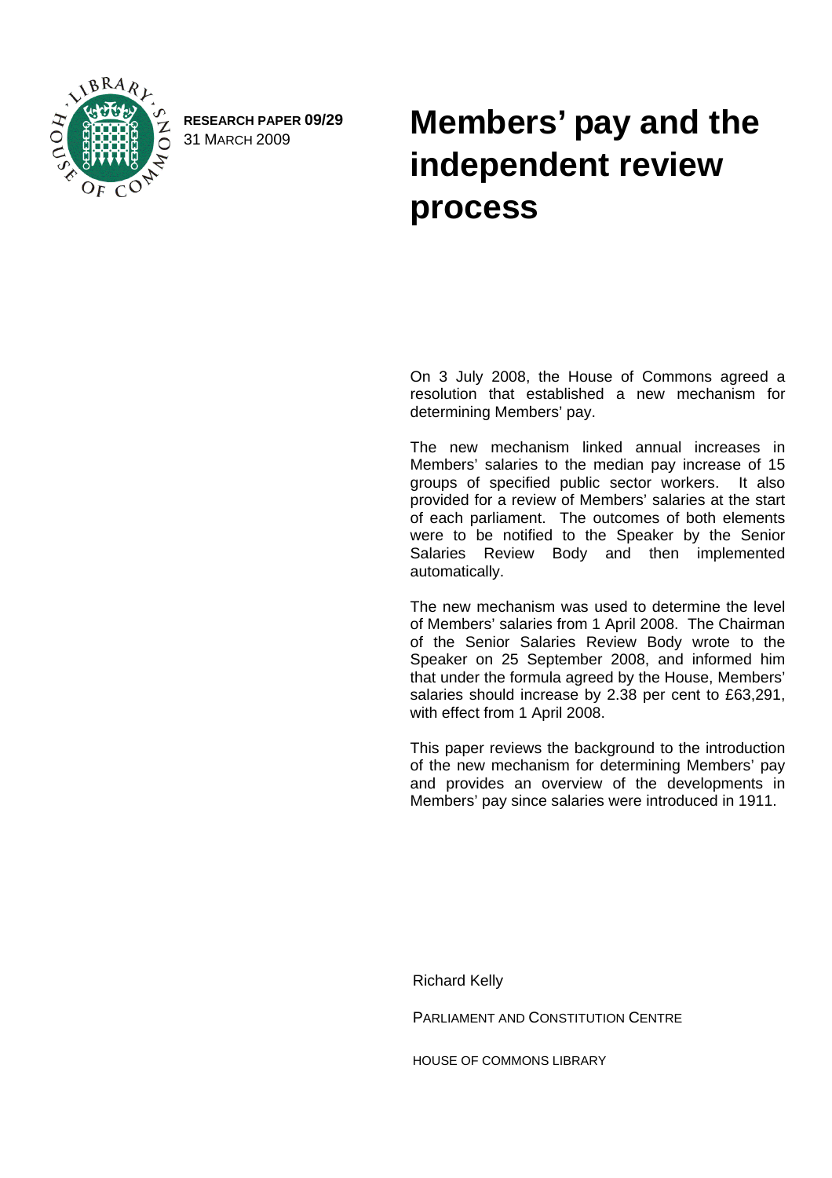RESEARCH PAPER **09/29**
31 MARCH 2009

# Members' pay and the independent review process

On 3 July 2008, the House of Commons agreed a resolution that established a new mechanism for determining Members' pay.

The new mechanism linked annual increases in Members' salaries to the median pay increase of 15 groups of specified public sector workers. It also provided for a review of Members' salaries at the start of each parliament. The outcomes of both elements were to be notified to the Speaker by the Senior Salaries Review Body and then implemented automatically.

The new mechanism was used to determine the level of Members' salaries from 1 April 2008. The Chairman of the Senior Salaries Review Body wrote to the Speaker on 25 September 2008, and informed him that under the formula agreed by the House, Members' salaries should increase by 2.38 per cent to £63,291, with effect from 1 April 2008.

This paper reviews the background to the introduction of the new mechanism for determining Members' pay and provides an overview of the developments in Members' pay since salaries were introduced in 1911.

Richard Kelly

PARLIAMENT AND CONSTITUTION CENTRE

HOUSE OF COMMONS LIBRARY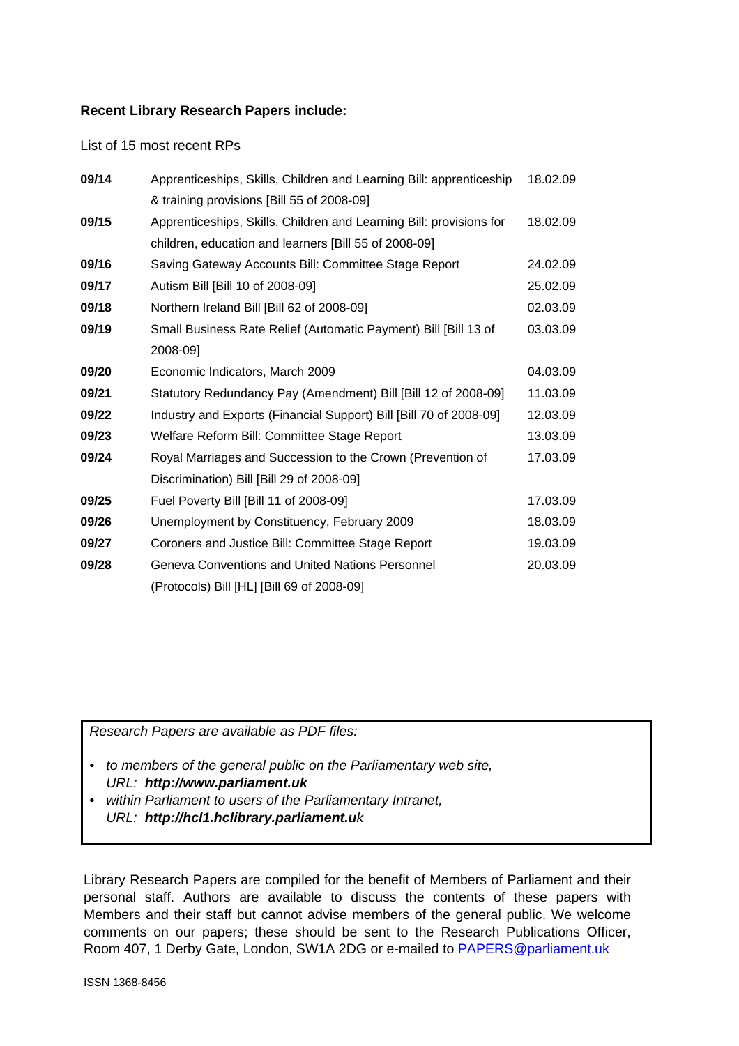**Recent Library Research Papers include:**

List of 15 most recent RPs

| | | |
|---|---|---|
| **09/14** | Apprenticeships, Skills, Children and Learning Bill: apprenticeship & training provisions [Bill 55 of 2008-09] | 18.02.09 |
| **09/15** | Apprenticeships, Skills, Children and Learning Bill: provisions for children, education and learners [Bill 55 of 2008-09] | 18.02.09 |
| **09/16** | Saving Gateway Accounts Bill: Committee Stage Report | 24.02.09 |
| **09/17** | Autism Bill [Bill 10 of 2008-09] | 25.02.09 |
| **09/18** | Northern Ireland Bill [Bill 62 of 2008-09] | 02.03.09 |
| **09/19** | Small Business Rate Relief (Automatic Payment) Bill [Bill 13 of 2008-09] | 03.03.09 |
| **09/20** | Economic Indicators, March 2009 | 04.03.09 |
| **09/21** | Statutory Redundancy Pay (Amendment) Bill [Bill 12 of 2008-09] | 11.03.09 |
| **09/22** | Industry and Exports (Financial Support) Bill [Bill 70 of 2008-09] | 12.03.09 |
| **09/23** | Welfare Reform Bill: Committee Stage Report | 13.03.09 |
| **09/24** | Royal Marriages and Succession to the Crown (Prevention of Discrimination) Bill [Bill 29 of 2008-09] | 17.03.09 |
| **09/25** | Fuel Poverty Bill [Bill 11 of 2008-09] | 17.03.09 |
| **09/26** | Unemployment by Constituency, February 2009 | 18.03.09 |
| **09/27** | Coroners and Justice Bill: Committee Stage Report | 19.03.09 |
| **09/28** | Geneva Conventions and United Nations Personnel (Protocols) Bill [HL] [Bill 69 of 2008-09] | 20.03.09 |

*Research Papers are available as PDF files:*

- *to members of the general public on the Parliamentary web site, URL: **http://www.parliament.uk***
- *within Parliament to users of the Parliamentary Intranet, URL: **http://hcl1.hclibrary.parliament.uk***

Library Research Papers are compiled for the benefit of Members of Parliament and their personal staff. Authors are available to discuss the contents of these papers with Members and their staff but cannot advise members of the general public. We welcome comments on our papers; these should be sent to the Research Publications Officer, Room 407, 1 Derby Gate, London, SW1A 2DG or e-mailed to PAPERS@parliament.uk

ISSN 1368-8456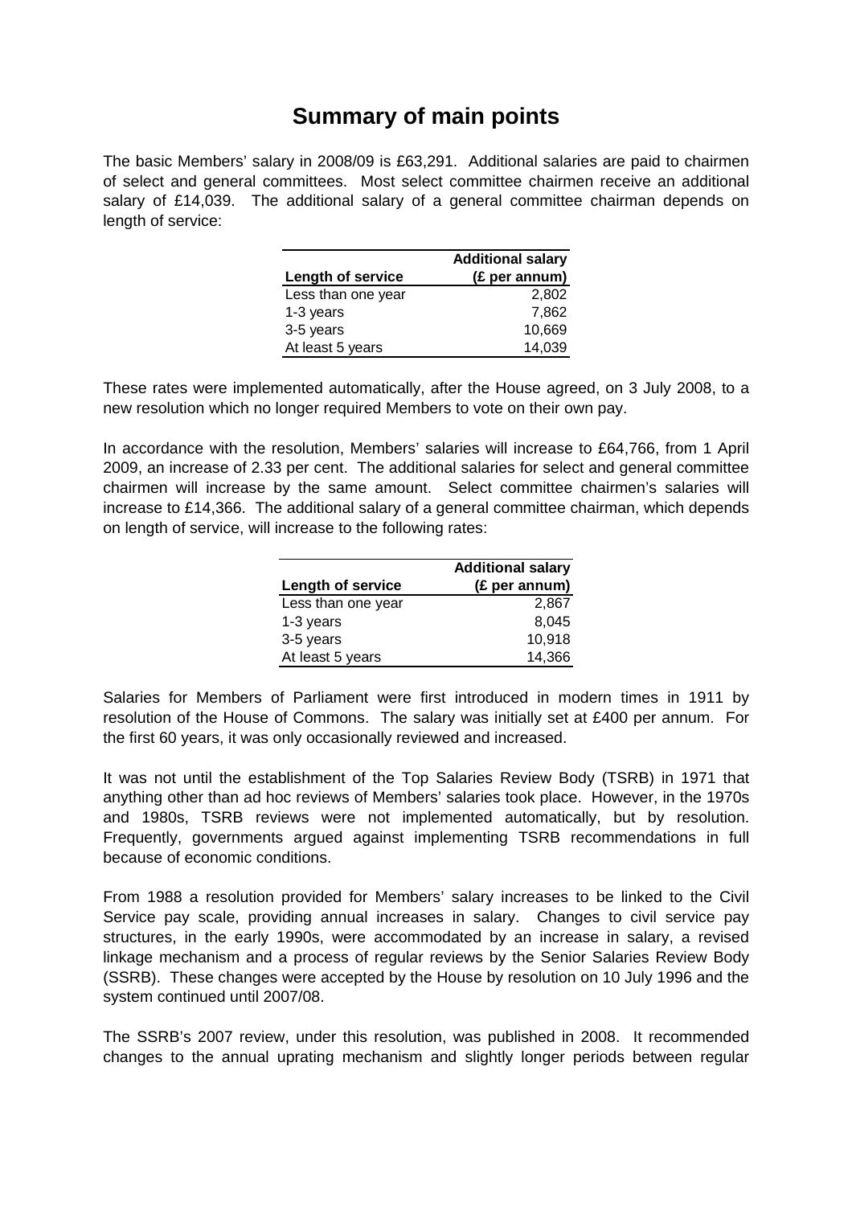# Summary of main points

The basic Members' salary in 2008/09 is £63,291. Additional salaries are paid to chairmen of select and general committees. Most select committee chairmen receive an additional salary of £14,039. The additional salary of a general committee chairman depends on length of service:

| Length of service | Additional salary (£ per annum) |
|---|---|
| Less than one year | 2,802 |
| 1-3 years | 7,862 |
| 3-5 years | 10,669 |
| At least 5 years | 14,039 |

These rates were implemented automatically, after the House agreed, on 3 July 2008, to a new resolution which no longer required Members to vote on their own pay.

In accordance with the resolution, Members' salaries will increase to £64,766, from 1 April 2009, an increase of 2.33 per cent. The additional salaries for select and general committee chairmen will increase by the same amount. Select committee chairmen's salaries will increase to £14,366. The additional salary of a general committee chairman, which depends on length of service, will increase to the following rates:

| Length of service | Additional salary (£ per annum) |
|---|---|
| Less than one year | 2,867 |
| 1-3 years | 8,045 |
| 3-5 years | 10,918 |
| At least 5 years | 14,366 |

Salaries for Members of Parliament were first introduced in modern times in 1911 by resolution of the House of Commons. The salary was initially set at £400 per annum. For the first 60 years, it was only occasionally reviewed and increased.

It was not until the establishment of the Top Salaries Review Body (TSRB) in 1971 that anything other than ad hoc reviews of Members' salaries took place. However, in the 1970s and 1980s, TSRB reviews were not implemented automatically, but by resolution. Frequently, governments argued against implementing TSRB recommendations in full because of economic conditions.

From 1988 a resolution provided for Members' salary increases to be linked to the Civil Service pay scale, providing annual increases in salary. Changes to civil service pay structures, in the early 1990s, were accommodated by an increase in salary, a revised linkage mechanism and a process of regular reviews by the Senior Salaries Review Body (SSRB). These changes were accepted by the House by resolution on 10 July 1996 and the system continued until 2007/08.

The SSRB's 2007 review, under this resolution, was published in 2008. It recommended changes to the annual uprating mechanism and slightly longer periods between regular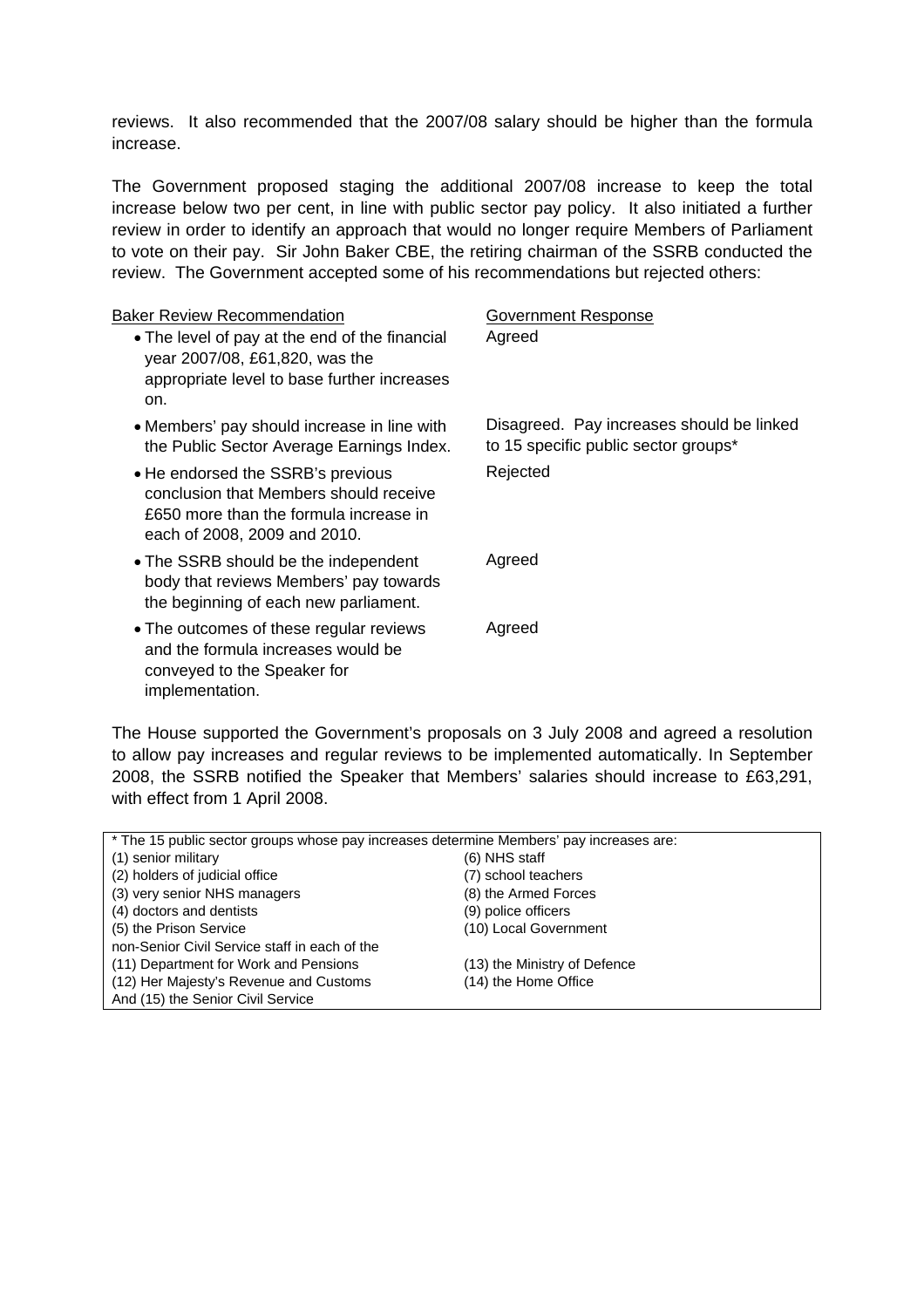reviews. It also recommended that the 2007/08 salary should be higher than the formula increase.

The Government proposed staging the additional 2007/08 increase to keep the total increase below two per cent, in line with public sector pay policy. It also initiated a further review in order to identify an approach that would no longer require Members of Parliament to vote on their pay. Sir John Baker CBE, the retiring chairman of the SSRB conducted the review. The Government accepted some of his recommendations but rejected others:

| Baker Review Recommendation | Government Response |
| --- | --- |
| • The level of pay at the end of the financial year 2007/08, £61,820, was the appropriate level to base further increases on. | Agreed |
| • Members' pay should increase in line with the Public Sector Average Earnings Index. | Disagreed. Pay increases should be linked to 15 specific public sector groups* |
| • He endorsed the SSRB's previous conclusion that Members should receive £650 more than the formula increase in each of 2008, 2009 and 2010. | Rejected |
| • The SSRB should be the independent body that reviews Members' pay towards the beginning of each new parliament. | Agreed |
| • The outcomes of these regular reviews and the formula increases would be conveyed to the Speaker for implementation. | Agreed |

The House supported the Government's proposals on 3 July 2008 and agreed a resolution to allow pay increases and regular reviews to be implemented automatically. In September 2008, the SSRB notified the Speaker that Members' salaries should increase to £63,291, with effect from 1 April 2008.

* The 15 public sector groups whose pay increases determine Members' pay increases are:

(1) senior military
(2) holders of judicial office
(3) very senior NHS managers
(4) doctors and dentists
(5) the Prison Service
(6) NHS staff
(7) school teachers
(8) the Armed Forces
(9) police officers
(10) Local Government

non-Senior Civil Service staff in each of the
(11) Department for Work and Pensions
(12) Her Majesty's Revenue and Customs
(13) the Ministry of Defence
(14) the Home Office

And (15) the Senior Civil Service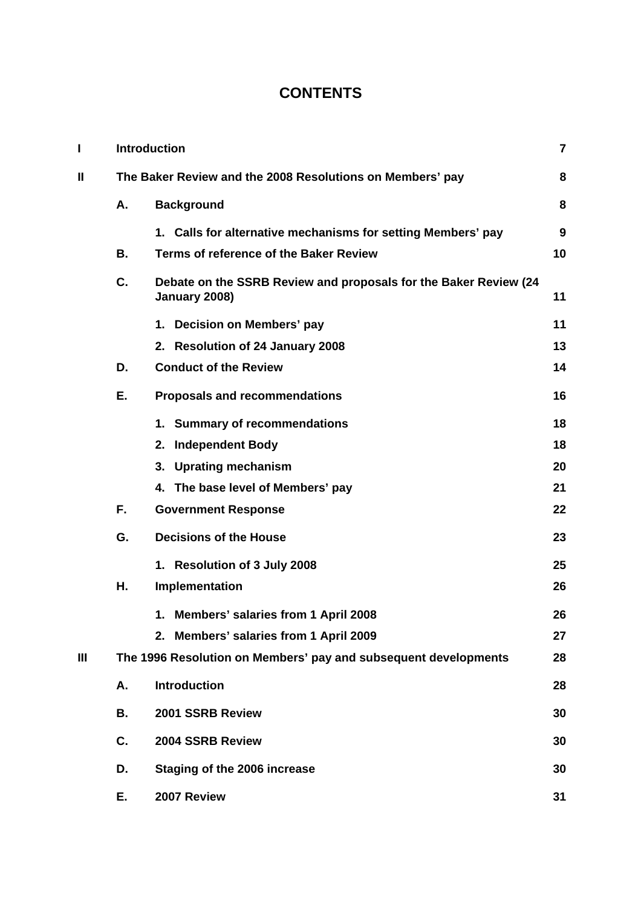# CONTENTS

| | | | |
|---|---|---|---|
| **I** | **Introduction** | | **7** |
| **II** | **The Baker Review and the 2008 Resolutions on Members' pay** | | **8** |
| | **A.** | **Background** | **8** |
| | | **1. Calls for alternative mechanisms for setting Members' pay** | **9** |
| | **B.** | **Terms of reference of the Baker Review** | **10** |
| | **C.** | **Debate on the SSRB Review and proposals for the Baker Review (24 January 2008)** | **11** |
| | | **1. Decision on Members' pay** | **11** |
| | | **2. Resolution of 24 January 2008** | **13** |
| | **D.** | **Conduct of the Review** | **14** |
| | **E.** | **Proposals and recommendations** | **16** |
| | | **1. Summary of recommendations** | **18** |
| | | **2. Independent Body** | **18** |
| | | **3. Uprating mechanism** | **20** |
| | | **4. The base level of Members' pay** | **21** |
| | **F.** | **Government Response** | **22** |
| | **G.** | **Decisions of the House** | **23** |
| | | **1. Resolution of 3 July 2008** | **25** |
| | **H.** | **Implementation** | **26** |
| | | **1. Members' salaries from 1 April 2008** | **26** |
| | | **2. Members' salaries from 1 April 2009** | **27** |
| **III** | **The 1996 Resolution on Members' pay and subsequent developments** | | **28** |
| | **A.** | **Introduction** | **28** |
| | **B.** | **2001 SSRB Review** | **30** |
| | **C.** | **2004 SSRB Review** | **30** |
| | **D.** | **Staging of the 2006 increase** | **30** |
| | **E.** | **2007 Review** | **31** |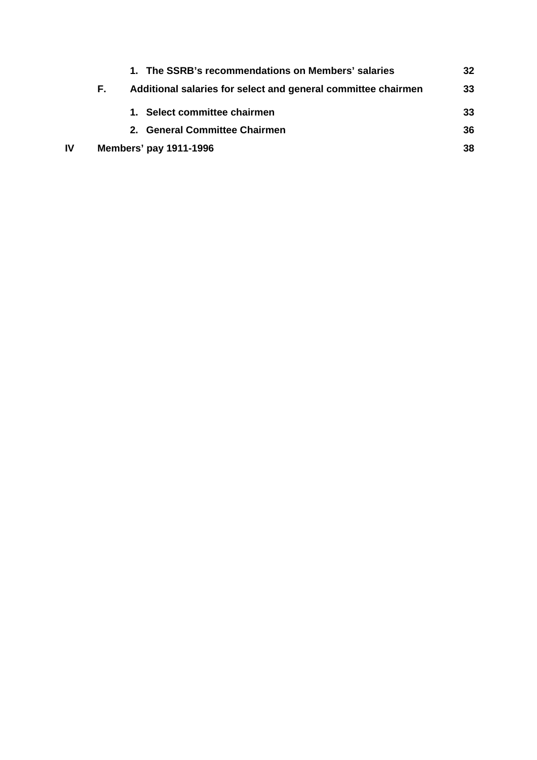|  |  |  |  |
|---|---|---|---|
|  |  | 1. The SSRB's recommendations on Members' salaries | 32 |
|  | F. | Additional salaries for select and general committee chairmen | 33 |
|  |  | 1. Select committee chairmen | 33 |
|  |  | 2. General Committee Chairmen | 36 |
| IV | Members' pay 1911-1996 |  | 38 |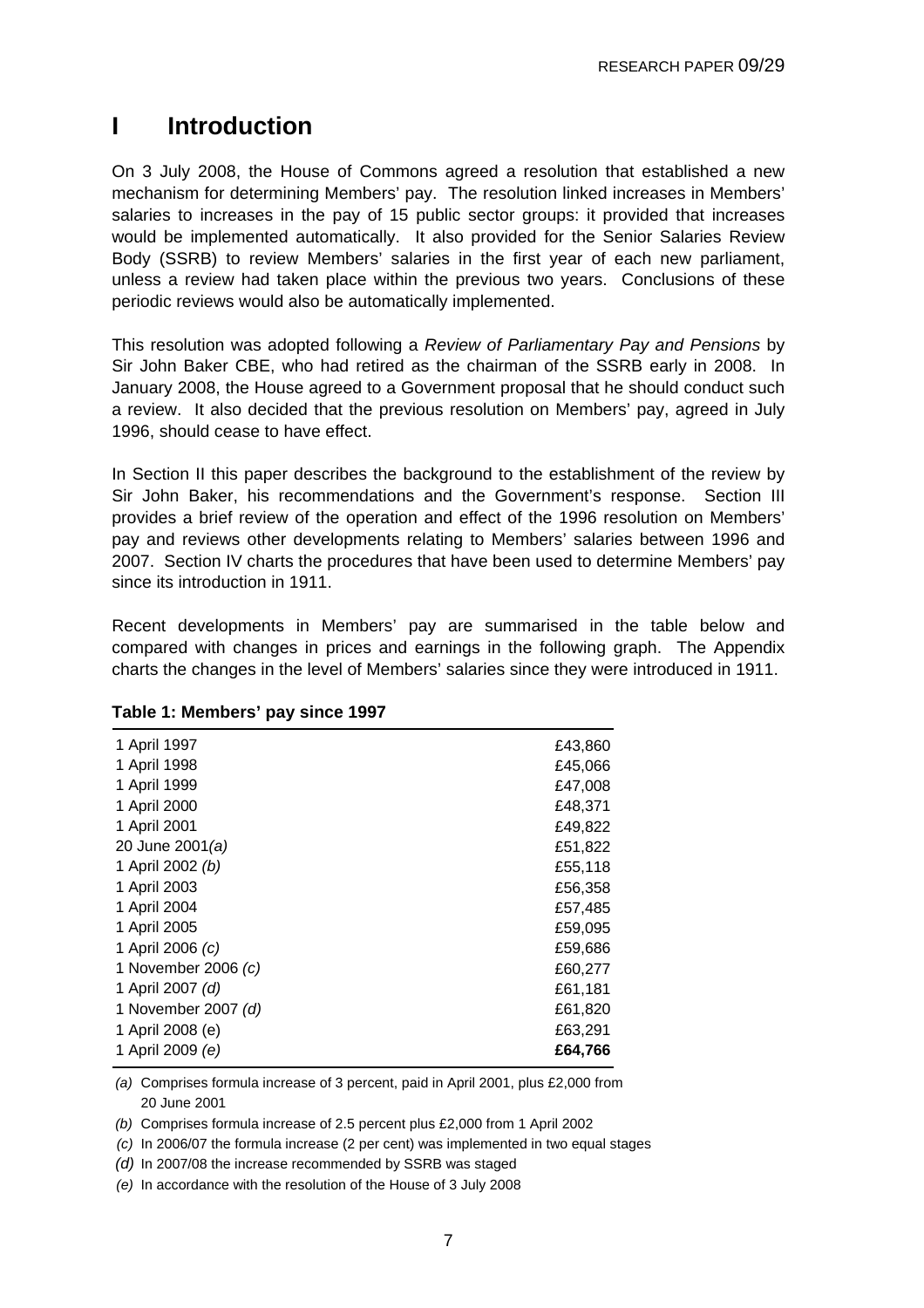# I Introduction

On 3 July 2008, the House of Commons agreed a resolution that established a new mechanism for determining Members' pay. The resolution linked increases in Members' salaries to increases in the pay of 15 public sector groups: it provided that increases would be implemented automatically. It also provided for the Senior Salaries Review Body (SSRB) to review Members' salaries in the first year of each new parliament, unless a review had taken place within the previous two years. Conclusions of these periodic reviews would also be automatically implemented.

This resolution was adopted following a *Review of Parliamentary Pay and Pensions* by Sir John Baker CBE, who had retired as the chairman of the SSRB early in 2008. In January 2008, the House agreed to a Government proposal that he should conduct such a review. It also decided that the previous resolution on Members' pay, agreed in July 1996, should cease to have effect.

In Section II this paper describes the background to the establishment of the review by Sir John Baker, his recommendations and the Government's response. Section III provides a brief review of the operation and effect of the 1996 resolution on Members' pay and reviews other developments relating to Members' salaries between 1996 and 2007. Section IV charts the procedures that have been used to determine Members' pay since its introduction in 1911.

Recent developments in Members' pay are summarised in the table below and compared with changes in prices and earnings in the following graph. The Appendix charts the changes in the level of Members' salaries since they were introduced in 1911.

**Table 1: Members' pay since 1997**

| | |
|---|---|
| 1 April 1997 | £43,860 |
| 1 April 1998 | £45,066 |
| 1 April 1999 | £47,008 |
| 1 April 2000 | £48,371 |
| 1 April 2001 | £49,822 |
| 20 June 2001*(a)* | £51,822 |
| 1 April 2002 *(b)* | £55,118 |
| 1 April 2003 | £56,358 |
| 1 April 2004 | £57,485 |
| 1 April 2005 | £59,095 |
| 1 April 2006 *(c)* | £59,686 |
| 1 November 2006 *(c)* | £60,277 |
| 1 April 2007 *(d)* | £61,181 |
| 1 November 2007 *(d)* | £61,820 |
| 1 April 2008 (e) | £63,291 |
| 1 April 2009 *(e)* | **£64,766** |

*(a)* Comprises formula increase of 3 percent, paid in April 2001, plus £2,000 from 20 June 2001

*(b)* Comprises formula increase of 2.5 percent plus £2,000 from 1 April 2002

*(c)* In 2006/07 the formula increase (2 per cent) was implemented in two equal stages

*(d)* In 2007/08 the increase recommended by SSRB was staged

*(e)* In accordance with the resolution of the House of 3 July 2008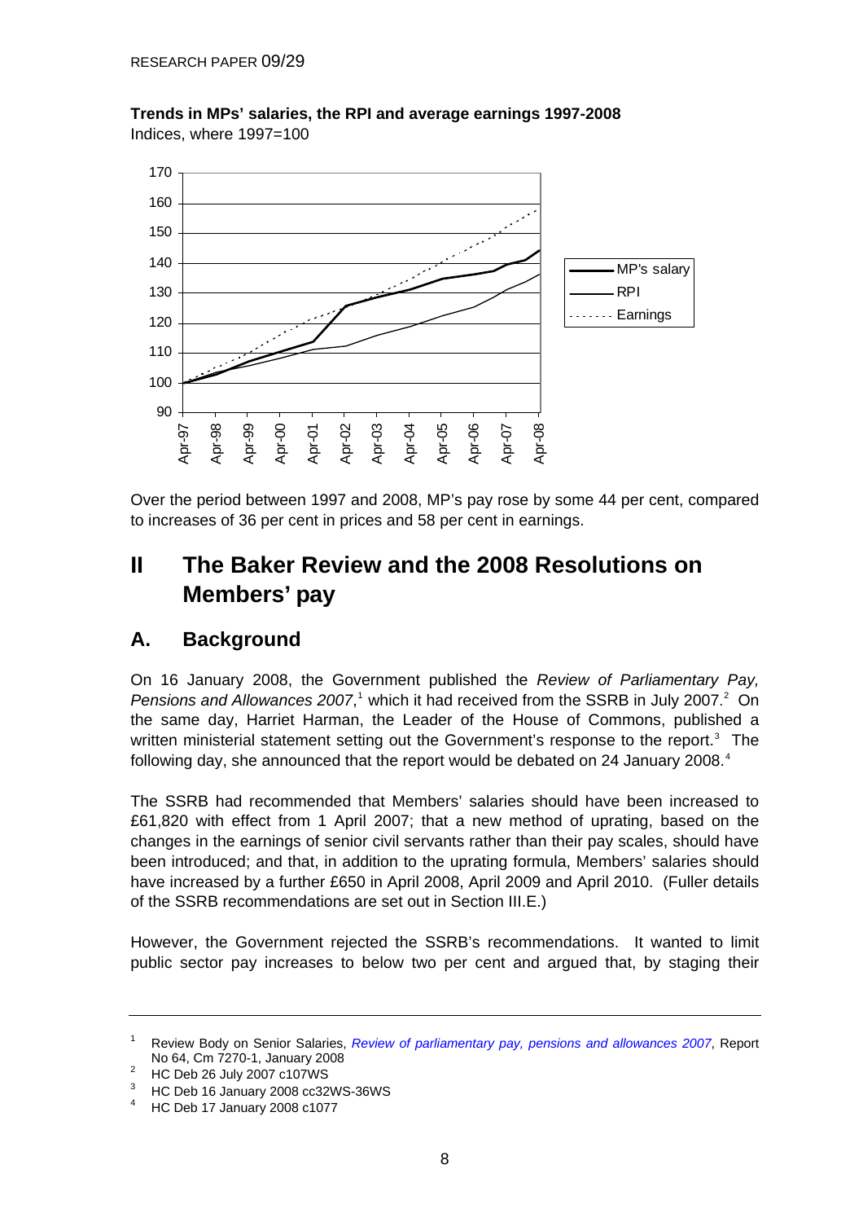**Trends in MPs' salaries, the RPI and average earnings 1997-2008**
Indices, where 1997=100

Over the period between 1997 and 2008, MP's pay rose by some 44 per cent, compared to increases of 36 per cent in prices and 58 per cent in earnings.

# II The Baker Review and the 2008 Resolutions on Members' pay

## A. Background

On 16 January 2008, the Government published the *Review of Parliamentary Pay, Pensions and Allowances 2007*,[1] which it had received from the SSRB in July 2007.[2] On the same day, Harriet Harman, the Leader of the House of Commons, published a written ministerial statement setting out the Government's response to the report.[3] The following day, she announced that the report would be debated on 24 January 2008.[4]

The SSRB had recommended that Members' salaries should have been increased to £61,820 with effect from 1 April 2007; that a new method of uprating, based on the changes in the earnings of senior civil servants rather than their pay scales, should have been introduced; and that, in addition to the uprating formula, Members' salaries should have increased by a further £650 in April 2008, April 2009 and April 2010. (Fuller details of the SSRB recommendations are set out in Section III.E.)

However, the Government rejected the SSRB's recommendations. It wanted to limit public sector pay increases to below two per cent and argued that, by staging their

---

1. Review Body on Senior Salaries, *Review of parliamentary pay, pensions and allowances 2007*, Report No 64, Cm 7270-1, January 2008
2. HC Deb 26 July 2007 c107WS
3. HC Deb 16 January 2008 cc32WS-36WS
4. HC Deb 17 January 2008 c1077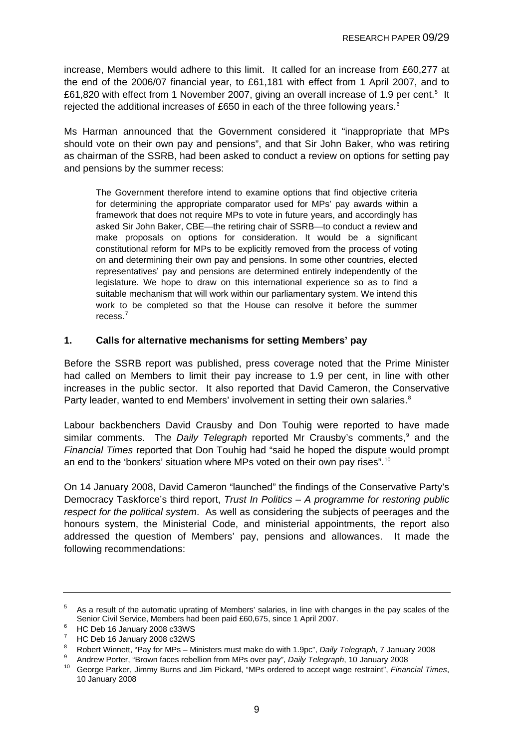increase, Members would adhere to this limit. It called for an increase from £60,277 at the end of the 2006/07 financial year, to £61,181 with effect from 1 April 2007, and to £61,820 with effect from 1 November 2007, giving an overall increase of 1.9 per cent.[5] It rejected the additional increases of £650 in each of the three following years.[6]

Ms Harman announced that the Government considered it "inappropriate that MPs should vote on their own pay and pensions", and that Sir John Baker, who was retiring as chairman of the SSRB, had been asked to conduct a review on options for setting pay and pensions by the summer recess:

> The Government therefore intend to examine options that find objective criteria for determining the appropriate comparator used for MPs' pay awards within a framework that does not require MPs to vote in future years, and accordingly has asked Sir John Baker, CBE—the retiring chair of SSRB—to conduct a review and make proposals on options for consideration. It would be a significant constitutional reform for MPs to be explicitly removed from the process of voting on and determining their own pay and pensions. In some other countries, elected representatives' pay and pensions are determined entirely independently of the legislature. We hope to draw on this international experience so as to find a suitable mechanism that will work within our parliamentary system. We intend this work to be completed so that the House can resolve it before the summer recess.[7]

### 1. Calls for alternative mechanisms for setting Members' pay

Before the SSRB report was published, press coverage noted that the Prime Minister had called on Members to limit their pay increase to 1.9 per cent, in line with other increases in the public sector. It also reported that David Cameron, the Conservative Party leader, wanted to end Members' involvement in setting their own salaries.[8]

Labour backbenchers David Crausby and Don Touhig were reported to have made similar comments. The *Daily Telegraph* reported Mr Crausby's comments,[9] and the *Financial Times* reported that Don Touhig had "said he hoped the dispute would prompt an end to the 'bonkers' situation where MPs voted on their own pay rises".[10]

On 14 January 2008, David Cameron "launched" the findings of the Conservative Party's Democracy Taskforce's third report, *Trust In Politics – A programme for restoring public respect for the political system*. As well as considering the subjects of peerages and the honours system, the Ministerial Code, and ministerial appointments, the report also addressed the question of Members' pay, pensions and allowances. It made the following recommendations:

---

[5] As a result of the automatic uprating of Members' salaries, in line with changes in the pay scales of the Senior Civil Service, Members had been paid £60,675, since 1 April 2007.

[6] HC Deb 16 January 2008 c33WS

[7] HC Deb 16 January 2008 c32WS

[8] Robert Winnett, "Pay for MPs – Ministers must make do with 1.9pc", *Daily Telegraph*, 7 January 2008

[9] Andrew Porter, "Brown faces rebellion from MPs over pay", *Daily Telegraph*, 10 January 2008

[10] George Parker, Jimmy Burns and Jim Pickard, "MPs ordered to accept wage restraint", *Financial Times*, 10 January 2008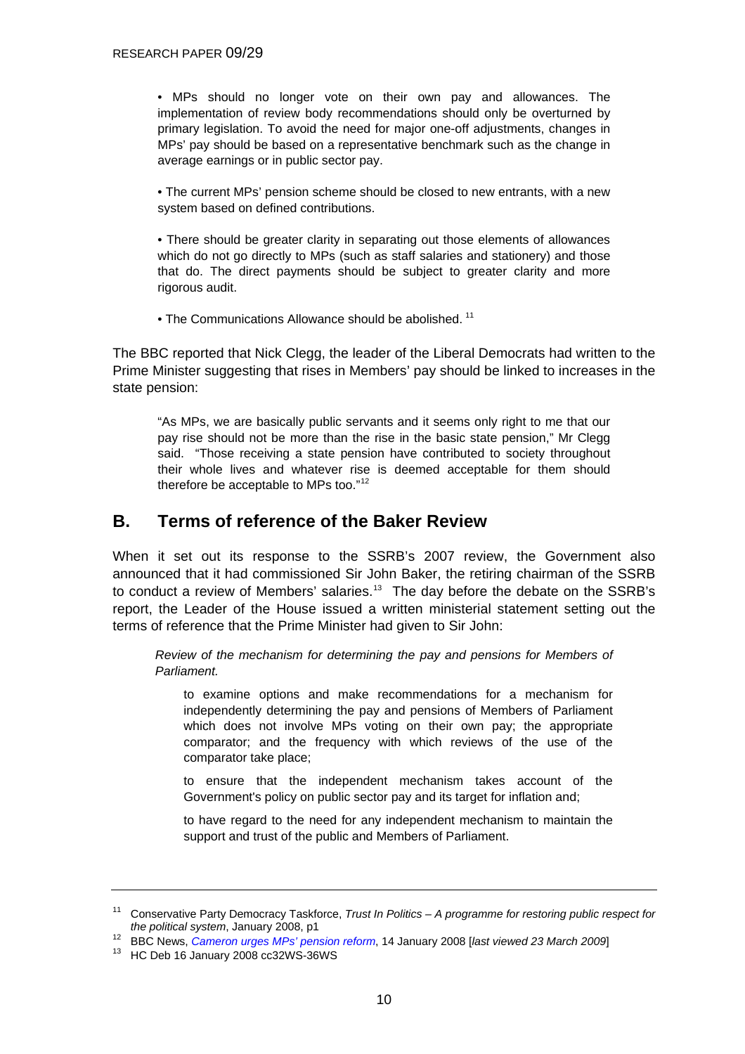> • MPs should no longer vote on their own pay and allowances. The implementation of review body recommendations should only be overturned by primary legislation. To avoid the need for major one-off adjustments, changes in MPs' pay should be based on a representative benchmark such as the change in average earnings or in public sector pay.
>
> • The current MPs' pension scheme should be closed to new entrants, with a new system based on defined contributions.
>
> • There should be greater clarity in separating out those elements of allowances which do not go directly to MPs (such as staff salaries and stationery) and those that do. The direct payments should be subject to greater clarity and more rigorous audit.
>
> • The Communications Allowance should be abolished. [11]

The BBC reported that Nick Clegg, the leader of the Liberal Democrats had written to the Prime Minister suggesting that rises in Members' pay should be linked to increases in the state pension:

> "As MPs, we are basically public servants and it seems only right to me that our pay rise should not be more than the rise in the basic state pension," Mr Clegg said. "Those receiving a state pension have contributed to society throughout their whole lives and whatever rise is deemed acceptable for them should therefore be acceptable to MPs too."[12]

## B. Terms of reference of the Baker Review

When it set out its response to the SSRB's 2007 review, the Government also announced that it had commissioned Sir John Baker, the retiring chairman of the SSRB to conduct a review of Members' salaries.[13] The day before the debate on the SSRB's report, the Leader of the House issued a written ministerial statement setting out the terms of reference that the Prime Minister had given to Sir John:

> *Review of the mechanism for determining the pay and pensions for Members of Parliament.*
>
> to examine options and make recommendations for a mechanism for independently determining the pay and pensions of Members of Parliament which does not involve MPs voting on their own pay; the appropriate comparator; and the frequency with which reviews of the use of the comparator take place;
>
> to ensure that the independent mechanism takes account of the Government's policy on public sector pay and its target for inflation and;
>
> to have regard to the need for any independent mechanism to maintain the support and trust of the public and Members of Parliament.

---

[11] Conservative Party Democracy Taskforce, *Trust In Politics – A programme for restoring public respect for the political system*, January 2008, p1

[12] BBC News, *Cameron urges MPs' pension reform*, 14 January 2008 [*last viewed 23 March 2009*]

[13] HC Deb 16 January 2008 cc32WS-36WS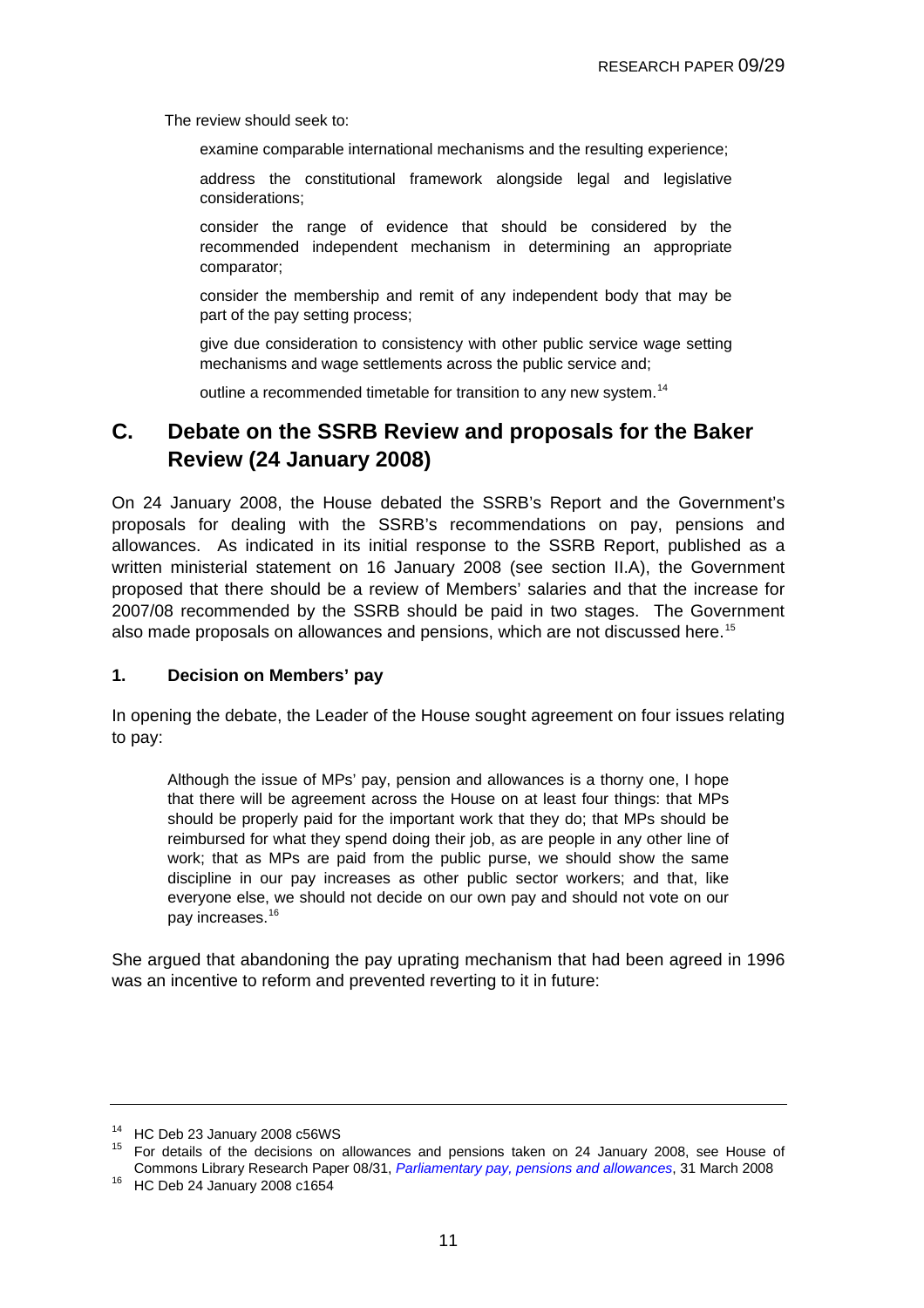The review should seek to:

> examine comparable international mechanisms and the resulting experience;
>
> address the constitutional framework alongside legal and legislative considerations;
>
> consider the range of evidence that should be considered by the recommended independent mechanism in determining an appropriate comparator;
>
> consider the membership and remit of any independent body that may be part of the pay setting process;
>
> give due consideration to consistency with other public service wage setting mechanisms and wage settlements across the public service and;
>
> outline a recommended timetable for transition to any new system.[14]

## C. Debate on the SSRB Review and proposals for the Baker Review (24 January 2008)

On 24 January 2008, the House debated the SSRB's Report and the Government's proposals for dealing with the SSRB's recommendations on pay, pensions and allowances. As indicated in its initial response to the SSRB Report, published as a written ministerial statement on 16 January 2008 (see section II.A), the Government proposed that there should be a review of Members' salaries and that the increase for 2007/08 recommended by the SSRB should be paid in two stages. The Government also made proposals on allowances and pensions, which are not discussed here.[15]

### 1. Decision on Members' pay

In opening the debate, the Leader of the House sought agreement on four issues relating to pay:

> Although the issue of MPs' pay, pension and allowances is a thorny one, I hope that there will be agreement across the House on at least four things: that MPs should be properly paid for the important work that they do; that MPs should be reimbursed for what they spend doing their job, as are people in any other line of work; that as MPs are paid from the public purse, we should show the same discipline in our pay increases as other public sector workers; and that, like everyone else, we should not decide on our own pay and should not vote on our pay increases.[16]

She argued that abandoning the pay uprating mechanism that had been agreed in 1996 was an incentive to reform and prevented reverting to it in future:

---

[14] HC Deb 23 January 2008 c56WS

[15] For details of the decisions on allowances and pensions taken on 24 January 2008, see House of Commons Library Research Paper 08/31, *Parliamentary pay, pensions and allowances*, 31 March 2008

[16] HC Deb 24 January 2008 c1654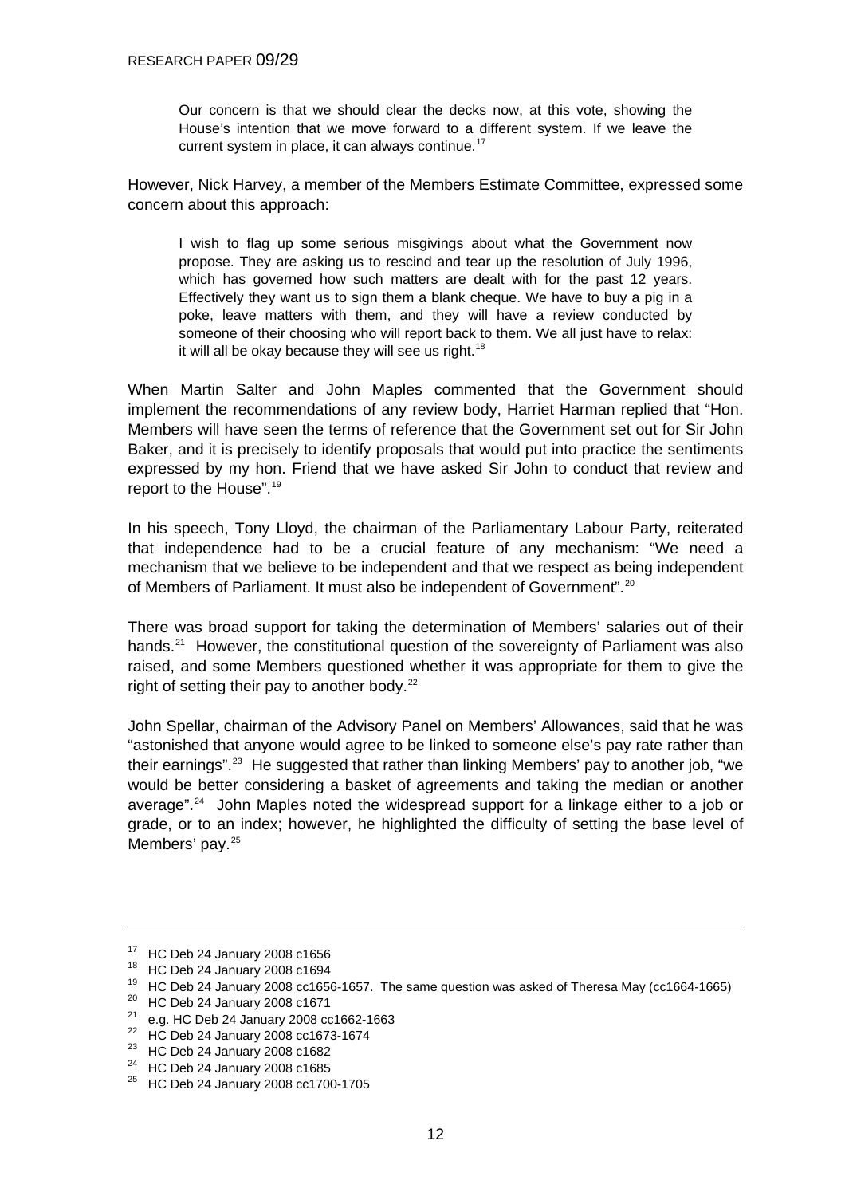> Our concern is that we should clear the decks now, at this vote, showing the House's intention that we move forward to a different system. If we leave the current system in place, it can always continue.[17]

However, Nick Harvey, a member of the Members Estimate Committee, expressed some concern about this approach:

> I wish to flag up some serious misgivings about what the Government now propose. They are asking us to rescind and tear up the resolution of July 1996, which has governed how such matters are dealt with for the past 12 years. Effectively they want us to sign them a blank cheque. We have to buy a pig in a poke, leave matters with them, and they will have a review conducted by someone of their choosing who will report back to them. We all just have to relax: it will all be okay because they will see us right.[18]

When Martin Salter and John Maples commented that the Government should implement the recommendations of any review body, Harriet Harman replied that "Hon. Members will have seen the terms of reference that the Government set out for Sir John Baker, and it is precisely to identify proposals that would put into practice the sentiments expressed by my hon. Friend that we have asked Sir John to conduct that review and report to the House".[19]

In his speech, Tony Lloyd, the chairman of the Parliamentary Labour Party, reiterated that independence had to be a crucial feature of any mechanism: "We need a mechanism that we believe to be independent and that we respect as being independent of Members of Parliament. It must also be independent of Government".[20]

There was broad support for taking the determination of Members' salaries out of their hands.[21] However, the constitutional question of the sovereignty of Parliament was also raised, and some Members questioned whether it was appropriate for them to give the right of setting their pay to another body.[22]

John Spellar, chairman of the Advisory Panel on Members' Allowances, said that he was "astonished that anyone would agree to be linked to someone else's pay rate rather than their earnings".[23] He suggested that rather than linking Members' pay to another job, "we would be better considering a basket of agreements and taking the median or another average".[24] John Maples noted the widespread support for a linkage either to a job or grade, or to an index; however, he highlighted the difficulty of setting the base level of Members' pay.[25]

---

[17] HC Deb 24 January 2008 c1656
[18] HC Deb 24 January 2008 c1694
[19] HC Deb 24 January 2008 cc1656-1657. The same question was asked of Theresa May (cc1664-1665)
[20] HC Deb 24 January 2008 c1671
[21] e.g. HC Deb 24 January 2008 cc1662-1663
[22] HC Deb 24 January 2008 cc1673-1674
[23] HC Deb 24 January 2008 c1682
[24] HC Deb 24 January 2008 c1685
[25] HC Deb 24 January 2008 cc1700-1705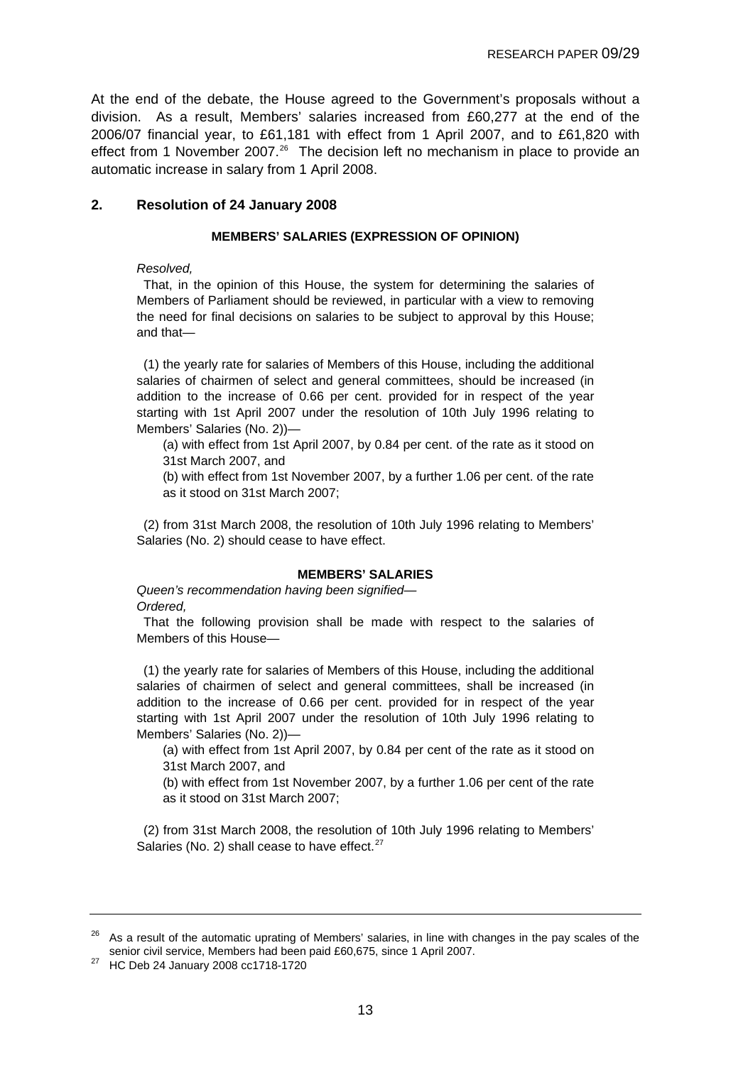At the end of the debate, the House agreed to the Government's proposals without a division. As a result, Members' salaries increased from £60,277 at the end of the 2006/07 financial year, to £61,181 with effect from 1 April 2007, and to £61,820 with effect from 1 November 2007.[26] The decision left no mechanism in place to provide an automatic increase in salary from 1 April 2008.

## 2. Resolution of 24 January 2008

**MEMBERS' SALARIES (EXPRESSION OF OPINION)**

*Resolved,*

That, in the opinion of this House, the system for determining the salaries of Members of Parliament should be reviewed, in particular with a view to removing the need for final decisions on salaries to be subject to approval by this House; and that—

(1) the yearly rate for salaries of Members of this House, including the additional salaries of chairmen of select and general committees, should be increased (in addition to the increase of 0.66 per cent. provided for in respect of the year starting with 1st April 2007 under the resolution of 10th July 1996 relating to Members' Salaries (No. 2))—

(a) with effect from 1st April 2007, by 0.84 per cent. of the rate as it stood on 31st March 2007, and

(b) with effect from 1st November 2007, by a further 1.06 per cent. of the rate as it stood on 31st March 2007;

(2) from 31st March 2008, the resolution of 10th July 1996 relating to Members' Salaries (No. 2) should cease to have effect.

**MEMBERS' SALARIES**

*Queen's recommendation having been signified—*

*Ordered,*

That the following provision shall be made with respect to the salaries of Members of this House—

(1) the yearly rate for salaries of Members of this House, including the additional salaries of chairmen of select and general committees, shall be increased (in addition to the increase of 0.66 per cent. provided for in respect of the year starting with 1st April 2007 under the resolution of 10th July 1996 relating to Members' Salaries (No. 2))—

(a) with effect from 1st April 2007, by 0.84 per cent of the rate as it stood on 31st March 2007, and

(b) with effect from 1st November 2007, by a further 1.06 per cent of the rate as it stood on 31st March 2007;

(2) from 31st March 2008, the resolution of 10th July 1996 relating to Members' Salaries (No. 2) shall cease to have effect.[27]

---

[26] As a result of the automatic uprating of Members' salaries, in line with changes in the pay scales of the senior civil service, Members had been paid £60,675, since 1 April 2007.

[27] HC Deb 24 January 2008 cc1718-1720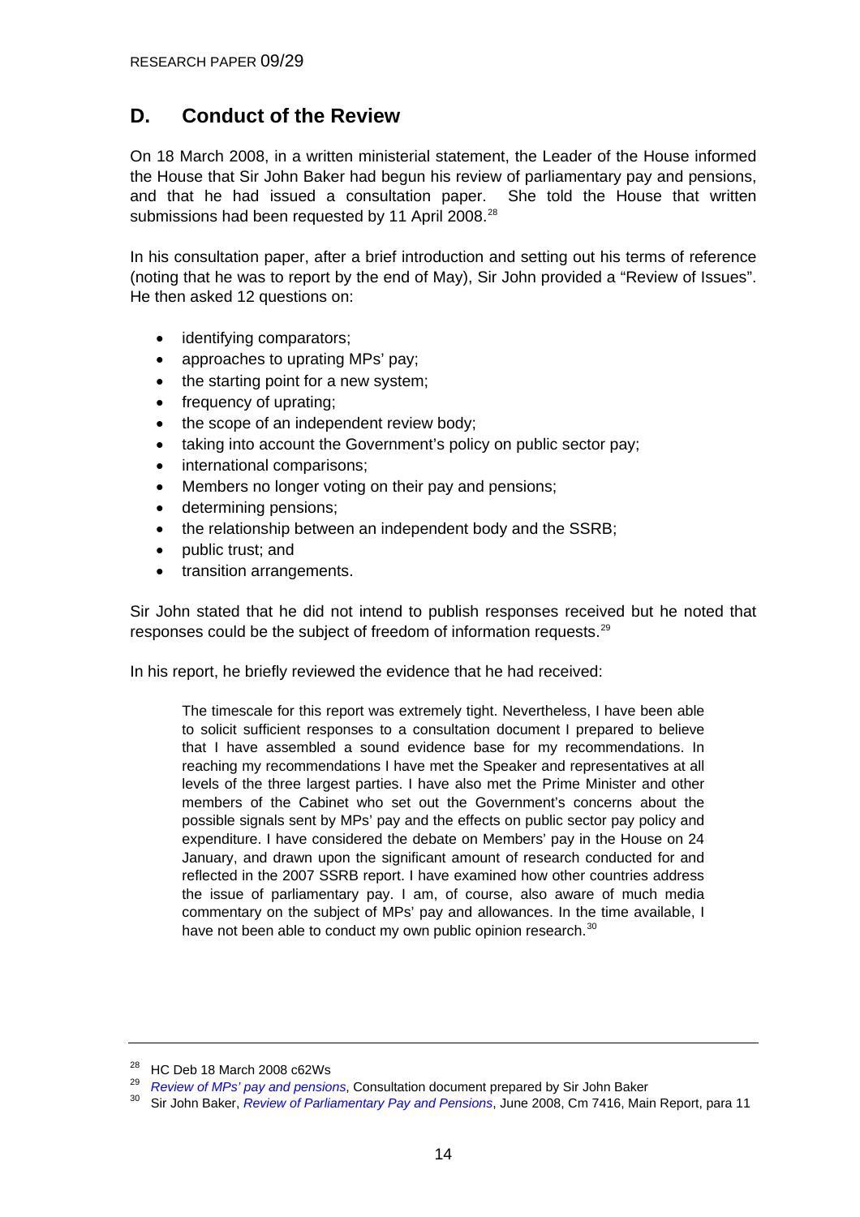## D. Conduct of the Review

On 18 March 2008, in a written ministerial statement, the Leader of the House informed the House that Sir John Baker had begun his review of parliamentary pay and pensions, and that he had issued a consultation paper. She told the House that written submissions had been requested by 11 April 2008.[28]

In his consultation paper, after a brief introduction and setting out his terms of reference (noting that he was to report by the end of May), Sir John provided a "Review of Issues". He then asked 12 questions on:

- identifying comparators;
- approaches to uprating MPs' pay;
- the starting point for a new system;
- frequency of uprating;
- the scope of an independent review body;
- taking into account the Government's policy on public sector pay;
- international comparisons;
- Members no longer voting on their pay and pensions;
- determining pensions;
- the relationship between an independent body and the SSRB;
- public trust; and
- transition arrangements.

Sir John stated that he did not intend to publish responses received but he noted that responses could be the subject of freedom of information requests.[29]

In his report, he briefly reviewed the evidence that he had received:

> The timescale for this report was extremely tight. Nevertheless, I have been able to solicit sufficient responses to a consultation document I prepared to believe that I have assembled a sound evidence base for my recommendations. In reaching my recommendations I have met the Speaker and representatives at all levels of the three largest parties. I have also met the Prime Minister and other members of the Cabinet who set out the Government's concerns about the possible signals sent by MPs' pay and the effects on public sector pay policy and expenditure. I have considered the debate on Members' pay in the House on 24 January, and drawn upon the significant amount of research conducted for and reflected in the 2007 SSRB report. I have examined how other countries address the issue of parliamentary pay. I am, of course, also aware of much media commentary on the subject of MPs' pay and allowances. In the time available, I have not been able to conduct my own public opinion research.[30]

---

[28] HC Deb 18 March 2008 c62Ws

[29] *Review of MPs' pay and pensions*, Consultation document prepared by Sir John Baker

[30] Sir John Baker, *Review of Parliamentary Pay and Pensions*, June 2008, Cm 7416, Main Report, para 11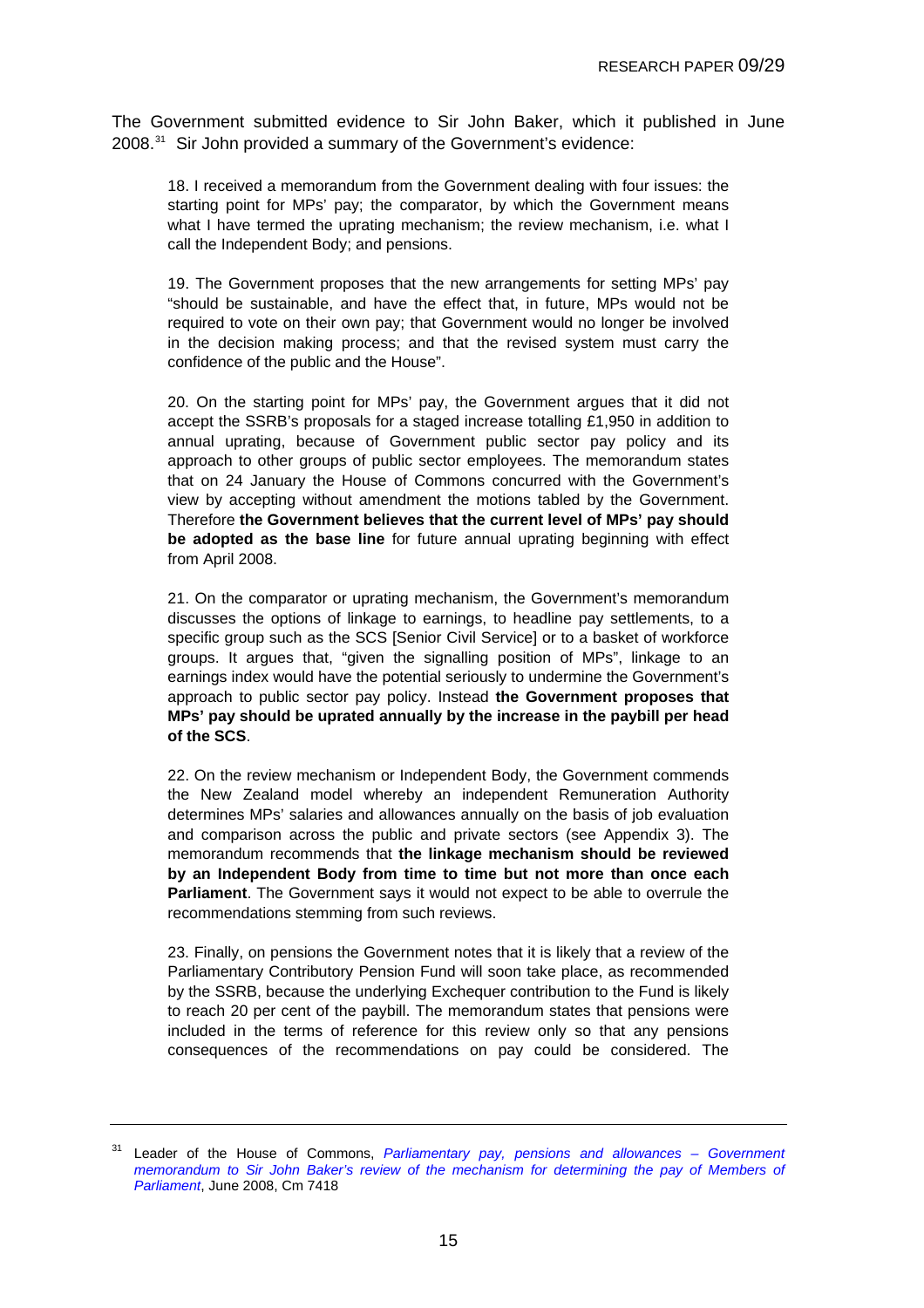The Government submitted evidence to Sir John Baker, which it published in June 2008.[31] Sir John provided a summary of the Government's evidence:

> 18. I received a memorandum from the Government dealing with four issues: the starting point for MPs' pay; the comparator, by which the Government means what I have termed the uprating mechanism; the review mechanism, i.e. what I call the Independent Body; and pensions.
>
> 19. The Government proposes that the new arrangements for setting MPs' pay "should be sustainable, and have the effect that, in future, MPs would not be required to vote on their own pay; that Government would no longer be involved in the decision making process; and that the revised system must carry the confidence of the public and the House".
>
> 20. On the starting point for MPs' pay, the Government argues that it did not accept the SSRB's proposals for a staged increase totalling £1,950 in addition to annual uprating, because of Government public sector pay policy and its approach to other groups of public sector employees. The memorandum states that on 24 January the House of Commons concurred with the Government's view by accepting without amendment the motions tabled by the Government. Therefore **the Government believes that the current level of MPs' pay should be adopted as the base line** for future annual uprating beginning with effect from April 2008.
>
> 21. On the comparator or uprating mechanism, the Government's memorandum discusses the options of linkage to earnings, to headline pay settlements, to a specific group such as the SCS [Senior Civil Service] or to a basket of workforce groups. It argues that, "given the signalling position of MPs", linkage to an earnings index would have the potential seriously to undermine the Government's approach to public sector pay policy. Instead **the Government proposes that MPs' pay should be uprated annually by the increase in the paybill per head of the SCS**.
>
> 22. On the review mechanism or Independent Body, the Government commends the New Zealand model whereby an independent Remuneration Authority determines MPs' salaries and allowances annually on the basis of job evaluation and comparison across the public and private sectors (see Appendix 3). The memorandum recommends that **the linkage mechanism should be reviewed by an Independent Body from time to time but not more than once each Parliament**. The Government says it would not expect to be able to overrule the recommendations stemming from such reviews.
>
> 23. Finally, on pensions the Government notes that it is likely that a review of the Parliamentary Contributory Pension Fund will soon take place, as recommended by the SSRB, because the underlying Exchequer contribution to the Fund is likely to reach 20 per cent of the paybill. The memorandum states that pensions were included in the terms of reference for this review only so that any pensions consequences of the recommendations on pay could be considered. The

---

[31] Leader of the House of Commons, *Parliamentary pay, pensions and allowances – Government memorandum to Sir John Baker's review of the mechanism for determining the pay of Members of Parliament*, June 2008, Cm 7418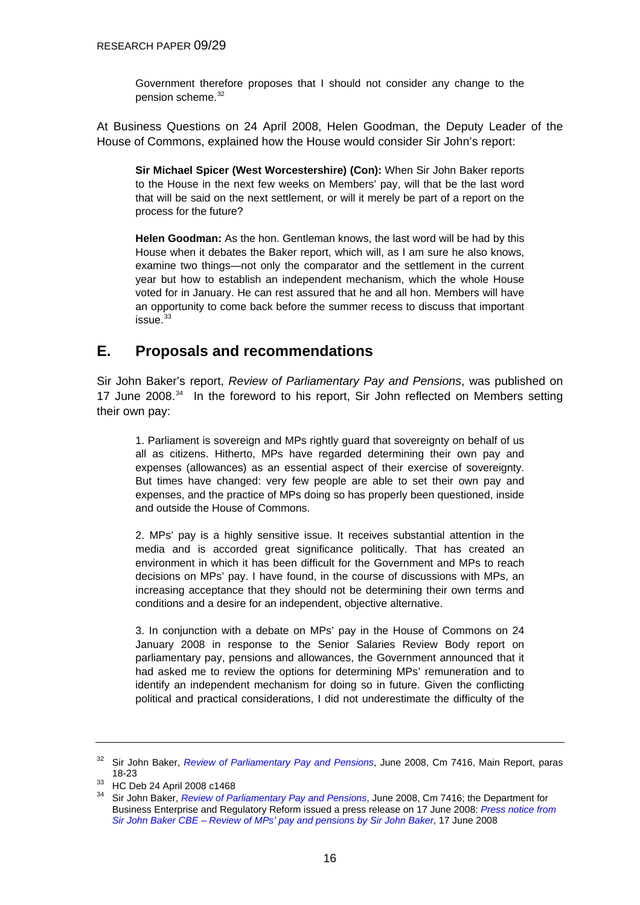> Government therefore proposes that I should not consider any change to the pension scheme.[32]

At Business Questions on 24 April 2008, Helen Goodman, the Deputy Leader of the House of Commons, explained how the House would consider Sir John's report:

> **Sir Michael Spicer (West Worcestershire) (Con):** When Sir John Baker reports to the House in the next few weeks on Members' pay, will that be the last word that will be said on the next settlement, or will it merely be part of a report on the process for the future?
>
> **Helen Goodman:** As the hon. Gentleman knows, the last word will be had by this House when it debates the Baker report, which will, as I am sure he also knows, examine two things—not only the comparator and the settlement in the current year but how to establish an independent mechanism, which the whole House voted for in January. He can rest assured that he and all hon. Members will have an opportunity to come back before the summer recess to discuss that important issue.[33]

## E. Proposals and recommendations

Sir John Baker's report, *Review of Parliamentary Pay and Pensions*, was published on 17 June 2008.[34] In the foreword to his report, Sir John reflected on Members setting their own pay:

> 1. Parliament is sovereign and MPs rightly guard that sovereignty on behalf of us all as citizens. Hitherto, MPs have regarded determining their own pay and expenses (allowances) as an essential aspect of their exercise of sovereignty. But times have changed: very few people are able to set their own pay and expenses, and the practice of MPs doing so has properly been questioned, inside and outside the House of Commons.
>
> 2. MPs' pay is a highly sensitive issue. It receives substantial attention in the media and is accorded great significance politically. That has created an environment in which it has been difficult for the Government and MPs to reach decisions on MPs' pay. I have found, in the course of discussions with MPs, an increasing acceptance that they should not be determining their own terms and conditions and a desire for an independent, objective alternative.
>
> 3. In conjunction with a debate on MPs' pay in the House of Commons on 24 January 2008 in response to the Senior Salaries Review Body report on parliamentary pay, pensions and allowances, the Government announced that it had asked me to review the options for determining MPs' remuneration and to identify an independent mechanism for doing so in future. Given the conflicting political and practical considerations, I did not underestimate the difficulty of the

---

[32] Sir John Baker, *Review of Parliamentary Pay and Pensions*, June 2008, Cm 7416, Main Report, paras 18-23

[33] HC Deb 24 April 2008 c1468

[34] Sir John Baker, *Review of Parliamentary Pay and Pensions*, June 2008, Cm 7416; the Department for Business Enterprise and Regulatory Reform issued a press release on 17 June 2008: *Press notice from Sir John Baker CBE – Review of MPs' pay and pensions by Sir John Baker*, 17 June 2008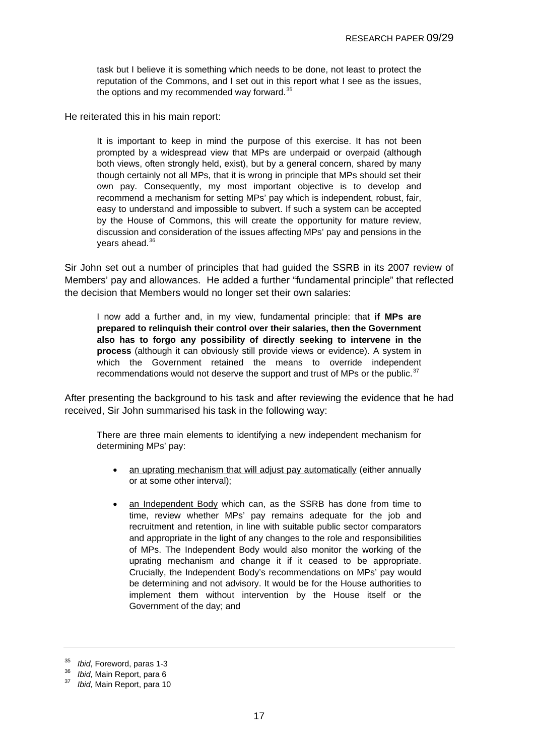> task but I believe it is something which needs to be done, not least to protect the reputation of the Commons, and I set out in this report what I see as the issues, the options and my recommended way forward.[35]

He reiterated this in his main report:

> It is important to keep in mind the purpose of this exercise. It has not been prompted by a widespread view that MPs are underpaid or overpaid (although both views, often strongly held, exist), but by a general concern, shared by many though certainly not all MPs, that it is wrong in principle that MPs should set their own pay. Consequently, my most important objective is to develop and recommend a mechanism for setting MPs' pay which is independent, robust, fair, easy to understand and impossible to subvert. If such a system can be accepted by the House of Commons, this will create the opportunity for mature review, discussion and consideration of the issues affecting MPs' pay and pensions in the years ahead.[36]

Sir John set out a number of principles that had guided the SSRB in its 2007 review of Members' pay and allowances. He added a further "fundamental principle" that reflected the decision that Members would no longer set their own salaries:

> I now add a further and, in my view, fundamental principle: that **if MPs are prepared to relinquish their control over their salaries, then the Government also has to forgo any possibility of directly seeking to intervene in the process** (although it can obviously still provide views or evidence). A system in which the Government retained the means to override independent recommendations would not deserve the support and trust of MPs or the public.[37]

After presenting the background to his task and after reviewing the evidence that he had received, Sir John summarised his task in the following way:

> There are three main elements to identifying a new independent mechanism for determining MPs' pay:
>
> - an uprating mechanism that will adjust pay automatically (either annually or at some other interval);
> - an Independent Body which can, as the SSRB has done from time to time, review whether MPs' pay remains adequate for the job and recruitment and retention, in line with suitable public sector comparators and appropriate in the light of any changes to the role and responsibilities of MPs. The Independent Body would also monitor the working of the uprating mechanism and change it if it ceased to be appropriate. Crucially, the Independent Body's recommendations on MPs' pay would be determining and not advisory. It would be for the House authorities to implement them without intervention by the House itself or the Government of the day; and

---

[35] *Ibid*, Foreword, paras 1-3

[36] *Ibid*, Main Report, para 6

[37] *Ibid*, Main Report, para 10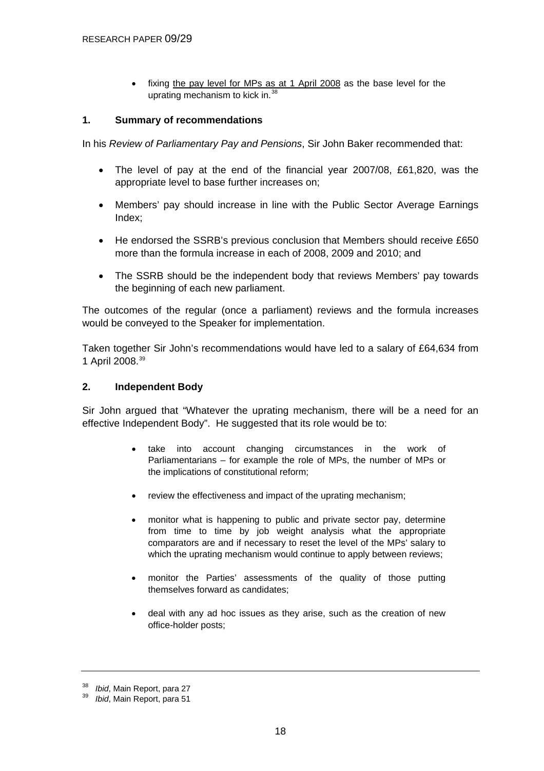- fixing the pay level for MPs as at 1 April 2008 as the base level for the uprating mechanism to kick in.[38]

## 1. Summary of recommendations

In his *Review of Parliamentary Pay and Pensions*, Sir John Baker recommended that:

- The level of pay at the end of the financial year 2007/08, £61,820, was the appropriate level to base further increases on;
- Members' pay should increase in line with the Public Sector Average Earnings Index;
- He endorsed the SSRB's previous conclusion that Members should receive £650 more than the formula increase in each of 2008, 2009 and 2010; and
- The SSRB should be the independent body that reviews Members' pay towards the beginning of each new parliament.

The outcomes of the regular (once a parliament) reviews and the formula increases would be conveyed to the Speaker for implementation.

Taken together Sir John's recommendations would have led to a salary of £64,634 from 1 April 2008.[39]

## 2. Independent Body

Sir John argued that "Whatever the uprating mechanism, there will be a need for an effective Independent Body". He suggested that its role would be to:

- take into account changing circumstances in the work of Parliamentarians – for example the role of MPs, the number of MPs or the implications of constitutional reform;
- review the effectiveness and impact of the uprating mechanism;
- monitor what is happening to public and private sector pay, determine from time to time by job weight analysis what the appropriate comparators are and if necessary to reset the level of the MPs' salary to which the uprating mechanism would continue to apply between reviews;
- monitor the Parties' assessments of the quality of those putting themselves forward as candidates;
- deal with any ad hoc issues as they arise, such as the creation of new office-holder posts;

---

[38] *Ibid*, Main Report, para 27

[39] *Ibid*, Main Report, para 51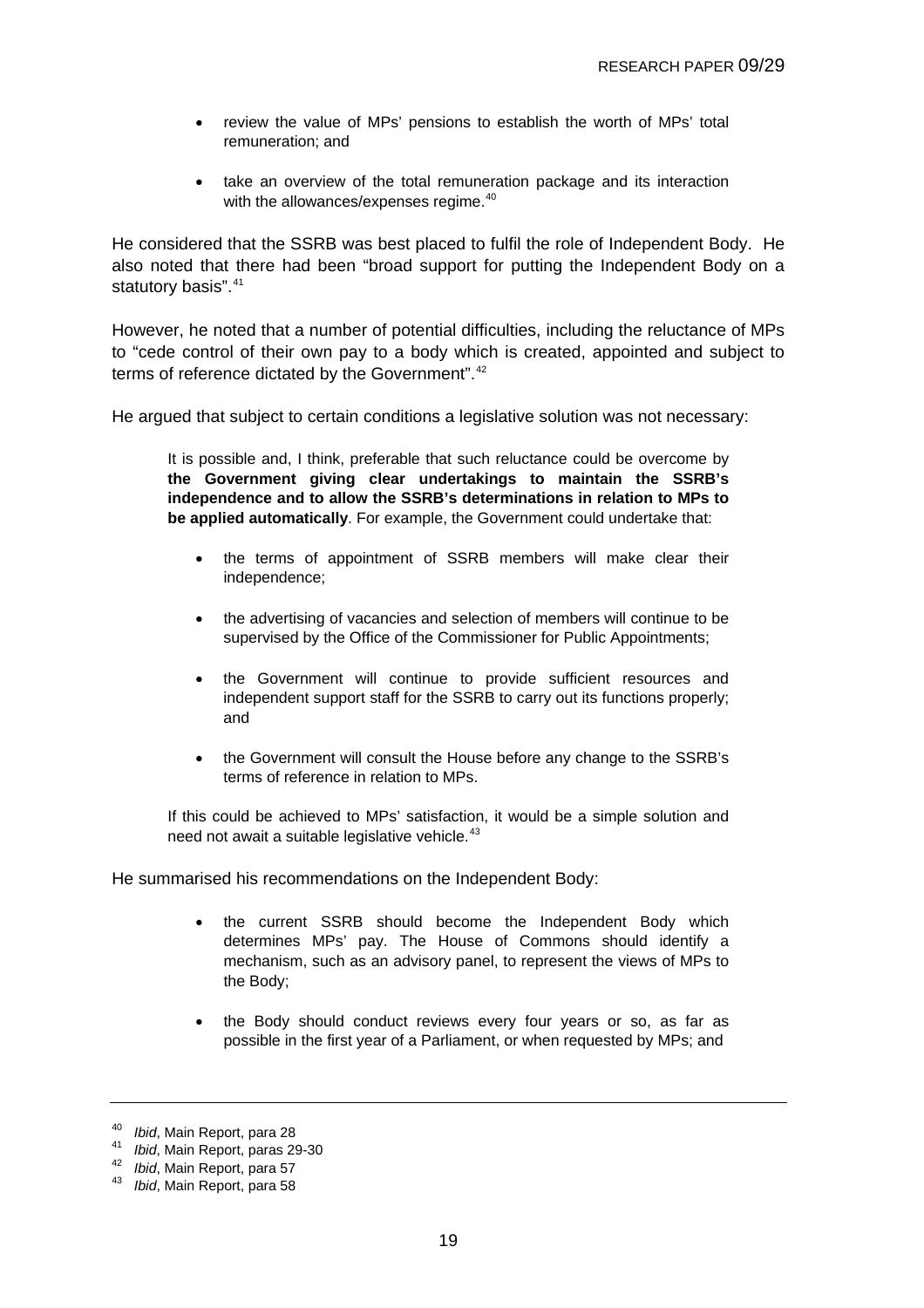- review the value of MPs' pensions to establish the worth of MPs' total remuneration; and
- take an overview of the total remuneration package and its interaction with the allowances/expenses regime.[40]

He considered that the SSRB was best placed to fulfil the role of Independent Body. He also noted that there had been "broad support for putting the Independent Body on a statutory basis".[41]

However, he noted that a number of potential difficulties, including the reluctance of MPs to "cede control of their own pay to a body which is created, appointed and subject to terms of reference dictated by the Government".[42]

He argued that subject to certain conditions a legislative solution was not necessary:

> It is possible and, I think, preferable that such reluctance could be overcome by **the Government giving clear undertakings to maintain the SSRB's independence and to allow the SSRB's determinations in relation to MPs to be applied automatically**. For example, the Government could undertake that:
>
> - the terms of appointment of SSRB members will make clear their independence;
> - the advertising of vacancies and selection of members will continue to be supervised by the Office of the Commissioner for Public Appointments;
> - the Government will continue to provide sufficient resources and independent support staff for the SSRB to carry out its functions properly; and
> - the Government will consult the House before any change to the SSRB's terms of reference in relation to MPs.
>
> If this could be achieved to MPs' satisfaction, it would be a simple solution and need not await a suitable legislative vehicle.[43]

He summarised his recommendations on the Independent Body:

- the current SSRB should become the Independent Body which determines MPs' pay. The House of Commons should identify a mechanism, such as an advisory panel, to represent the views of MPs to the Body;
- the Body should conduct reviews every four years or so, as far as possible in the first year of a Parliament, or when requested by MPs; and

---

[40] *Ibid*, Main Report, para 28
[41] *Ibid*, Main Report, paras 29-30
[42] *Ibid*, Main Report, para 57
[43] *Ibid*, Main Report, para 58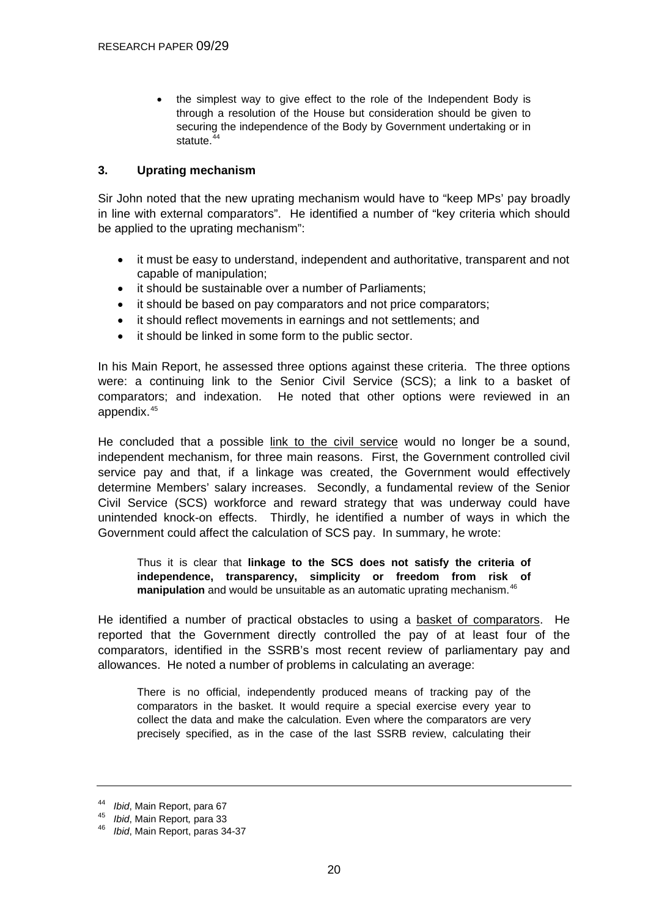- the simplest way to give effect to the role of the Independent Body is through a resolution of the House but consideration should be given to securing the independence of the Body by Government undertaking or in statute.[44]

### 3. Uprating mechanism

Sir John noted that the new uprating mechanism would have to "keep MPs' pay broadly in line with external comparators". He identified a number of "key criteria which should be applied to the uprating mechanism":

- it must be easy to understand, independent and authoritative, transparent and not capable of manipulation;
- it should be sustainable over a number of Parliaments;
- it should be based on pay comparators and not price comparators;
- it should reflect movements in earnings and not settlements; and
- it should be linked in some form to the public sector.

In his Main Report, he assessed three options against these criteria. The three options were: a continuing link to the Senior Civil Service (SCS); a link to a basket of comparators; and indexation. He noted that other options were reviewed in an appendix.[45]

He concluded that a possible <u>link to the civil service</u> would no longer be a sound, independent mechanism, for three main reasons. First, the Government controlled civil service pay and that, if a linkage was created, the Government would effectively determine Members' salary increases. Secondly, a fundamental review of the Senior Civil Service (SCS) workforce and reward strategy that was underway could have unintended knock-on effects. Thirdly, he identified a number of ways in which the Government could affect the calculation of SCS pay. In summary, he wrote:

> Thus it is clear that **linkage to the SCS does not satisfy the criteria of independence, transparency, simplicity or freedom from risk of manipulation** and would be unsuitable as an automatic uprating mechanism.[46]

He identified a number of practical obstacles to using a <u>basket of comparators</u>. He reported that the Government directly controlled the pay of at least four of the comparators, identified in the SSRB's most recent review of parliamentary pay and allowances. He noted a number of problems in calculating an average:

> There is no official, independently produced means of tracking pay of the comparators in the basket. It would require a special exercise every year to collect the data and make the calculation. Even where the comparators are very precisely specified, as in the case of the last SSRB review, calculating their

---

[44] *Ibid*, Main Report, para 67

[45] *Ibid*, Main Report, para 33

[46] *Ibid*, Main Report, paras 34-37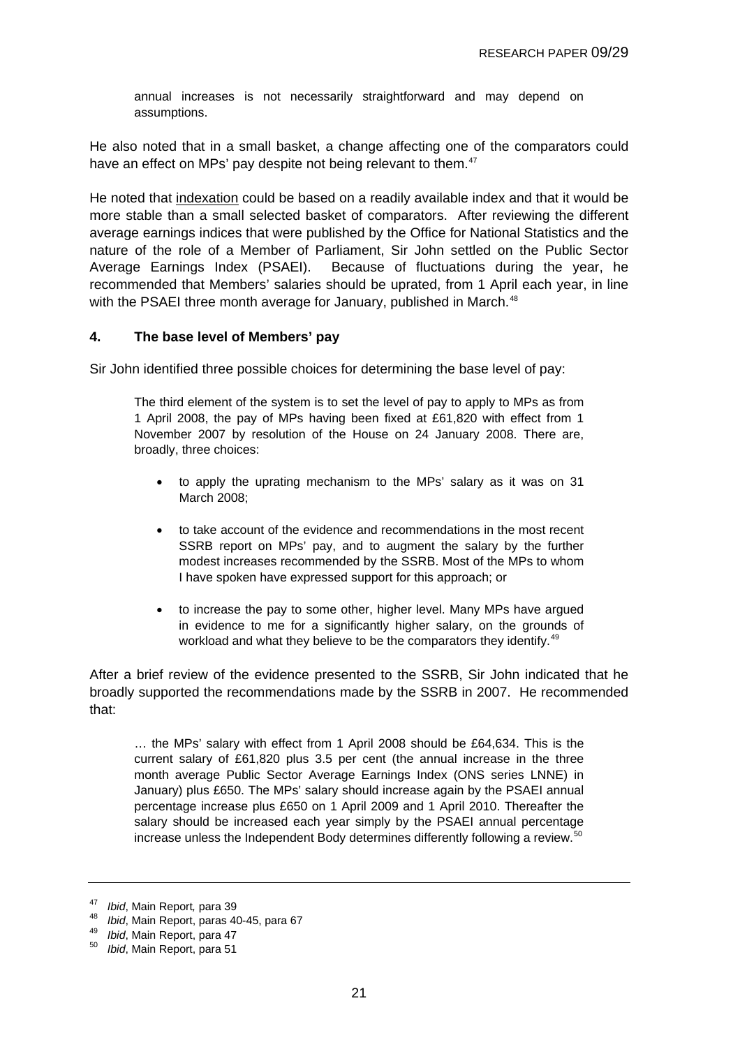> annual increases is not necessarily straightforward and may depend on assumptions.

He also noted that in a small basket, a change affecting one of the comparators could have an effect on MPs' pay despite not being relevant to them.[47]

He noted that indexation could be based on a readily available index and that it would be more stable than a small selected basket of comparators. After reviewing the different average earnings indices that were published by the Office for National Statistics and the nature of the role of a Member of Parliament, Sir John settled on the Public Sector Average Earnings Index (PSAEI). Because of fluctuations during the year, he recommended that Members' salaries should be uprated, from 1 April each year, in line with the PSAEI three month average for January, published in March.[48]

#### 4. The base level of Members' pay

Sir John identified three possible choices for determining the base level of pay:

> The third element of the system is to set the level of pay to apply to MPs as from 1 April 2008, the pay of MPs having been fixed at £61,820 with effect from 1 November 2007 by resolution of the House on 24 January 2008. There are, broadly, three choices:
>
> - to apply the uprating mechanism to the MPs' salary as it was on 31 March 2008;
> - to take account of the evidence and recommendations in the most recent SSRB report on MPs' pay, and to augment the salary by the further modest increases recommended by the SSRB. Most of the MPs to whom I have spoken have expressed support for this approach; or
> - to increase the pay to some other, higher level. Many MPs have argued in evidence to me for a significantly higher salary, on the grounds of workload and what they believe to be the comparators they identify.[49]

After a brief review of the evidence presented to the SSRB, Sir John indicated that he broadly supported the recommendations made by the SSRB in 2007. He recommended that:

> … the MPs' salary with effect from 1 April 2008 should be £64,634. This is the current salary of £61,820 plus 3.5 per cent (the annual increase in the three month average Public Sector Average Earnings Index (ONS series LNNE) in January) plus £650. The MPs' salary should increase again by the PSAEI annual percentage increase plus £650 on 1 April 2009 and 1 April 2010. Thereafter the salary should be increased each year simply by the PSAEI annual percentage increase unless the Independent Body determines differently following a review.[50]

---

[47] *Ibid*, Main Report, para 39

[48] *Ibid*, Main Report, paras 40-45, para 67

[49] *Ibid*, Main Report, para 47

[50] *Ibid*, Main Report, para 51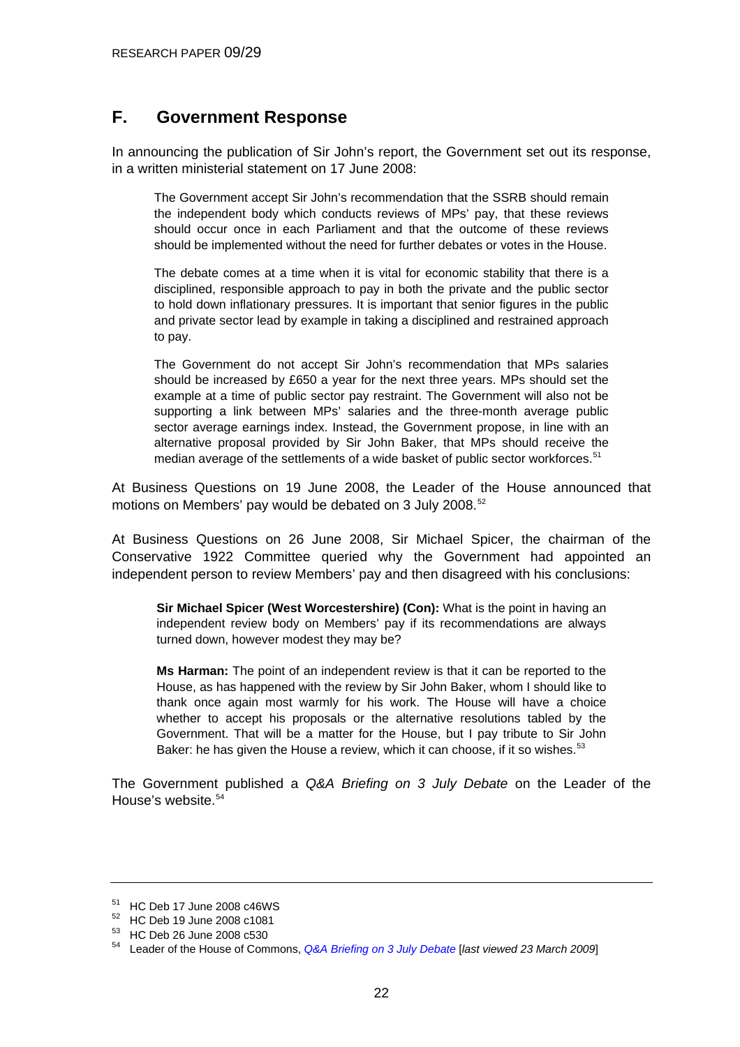## F. Government Response

In announcing the publication of Sir John's report, the Government set out its response, in a written ministerial statement on 17 June 2008:

> The Government accept Sir John's recommendation that the SSRB should remain the independent body which conducts reviews of MPs' pay, that these reviews should occur once in each Parliament and that the outcome of these reviews should be implemented without the need for further debates or votes in the House.
>
> The debate comes at a time when it is vital for economic stability that there is a disciplined, responsible approach to pay in both the private and the public sector to hold down inflationary pressures. It is important that senior figures in the public and private sector lead by example in taking a disciplined and restrained approach to pay.
>
> The Government do not accept Sir John's recommendation that MPs salaries should be increased by £650 a year for the next three years. MPs should set the example at a time of public sector pay restraint. The Government will also not be supporting a link between MPs' salaries and the three-month average public sector average earnings index. Instead, the Government propose, in line with an alternative proposal provided by Sir John Baker, that MPs should receive the median average of the settlements of a wide basket of public sector workforces.[51]

At Business Questions on 19 June 2008, the Leader of the House announced that motions on Members' pay would be debated on 3 July 2008.[52]

At Business Questions on 26 June 2008, Sir Michael Spicer, the chairman of the Conservative 1922 Committee queried why the Government had appointed an independent person to review Members' pay and then disagreed with his conclusions:

> **Sir Michael Spicer (West Worcestershire) (Con):** What is the point in having an independent review body on Members' pay if its recommendations are always turned down, however modest they may be?
>
> **Ms Harman:** The point of an independent review is that it can be reported to the House, as has happened with the review by Sir John Baker, whom I should like to thank once again most warmly for his work. The House will have a choice whether to accept his proposals or the alternative resolutions tabled by the Government. That will be a matter for the House, but I pay tribute to Sir John Baker: he has given the House a review, which it can choose, if it so wishes.[53]

The Government published a *Q&A Briefing on 3 July Debate* on the Leader of the House's website.[54]

---

[51] HC Deb 17 June 2008 c46WS

[52] HC Deb 19 June 2008 c1081

[53] HC Deb 26 June 2008 c530

[54] Leader of the House of Commons, *Q&A Briefing on 3 July Debate* [*last viewed 23 March 2009*]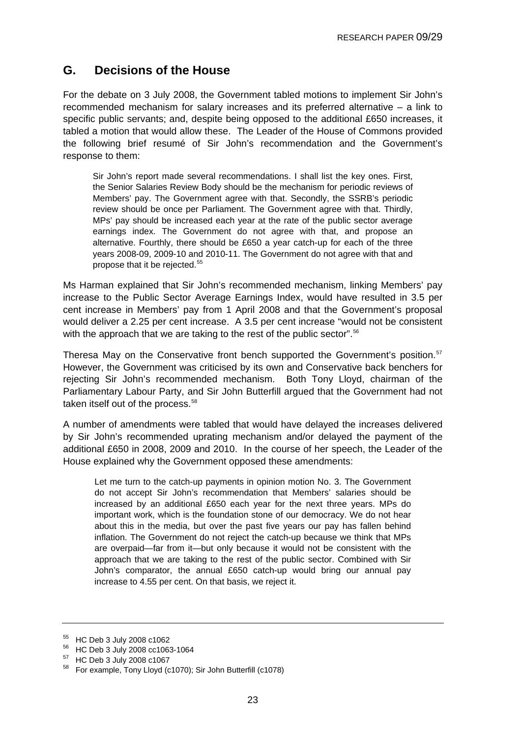## G. Decisions of the House

For the debate on 3 July 2008, the Government tabled motions to implement Sir John's recommended mechanism for salary increases and its preferred alternative – a link to specific public servants; and, despite being opposed to the additional £650 increases, it tabled a motion that would allow these. The Leader of the House of Commons provided the following brief resumé of Sir John's recommendation and the Government's response to them:

> Sir John's report made several recommendations. I shall list the key ones. First, the Senior Salaries Review Body should be the mechanism for periodic reviews of Members' pay. The Government agree with that. Secondly, the SSRB's periodic review should be once per Parliament. The Government agree with that. Thirdly, MPs' pay should be increased each year at the rate of the public sector average earnings index. The Government do not agree with that, and propose an alternative. Fourthly, there should be £650 a year catch-up for each of the three years 2008-09, 2009-10 and 2010-11. The Government do not agree with that and propose that it be rejected.[55]

Ms Harman explained that Sir John's recommended mechanism, linking Members' pay increase to the Public Sector Average Earnings Index, would have resulted in 3.5 per cent increase in Members' pay from 1 April 2008 and that the Government's proposal would deliver a 2.25 per cent increase. A 3.5 per cent increase "would not be consistent with the approach that we are taking to the rest of the public sector".[56]

Theresa May on the Conservative front bench supported the Government's position.[57] However, the Government was criticised by its own and Conservative back benchers for rejecting Sir John's recommended mechanism. Both Tony Lloyd, chairman of the Parliamentary Labour Party, and Sir John Butterfill argued that the Government had not taken itself out of the process.[58]

A number of amendments were tabled that would have delayed the increases delivered by Sir John's recommended uprating mechanism and/or delayed the payment of the additional £650 in 2008, 2009 and 2010. In the course of her speech, the Leader of the House explained why the Government opposed these amendments:

> Let me turn to the catch-up payments in opinion motion No. 3. The Government do not accept Sir John's recommendation that Members' salaries should be increased by an additional £650 each year for the next three years. MPs do important work, which is the foundation stone of our democracy. We do not hear about this in the media, but over the past five years our pay has fallen behind inflation. The Government do not reject the catch-up because we think that MPs are overpaid—far from it—but only because it would not be consistent with the approach that we are taking to the rest of the public sector. Combined with Sir John's comparator, the annual £650 catch-up would bring our annual pay increase to 4.55 per cent. On that basis, we reject it.

---

[55] HC Deb 3 July 2008 c1062

[56] HC Deb 3 July 2008 cc1063-1064

[57] HC Deb 3 July 2008 c1067

[58] For example, Tony Lloyd (c1070); Sir John Butterfill (c1078)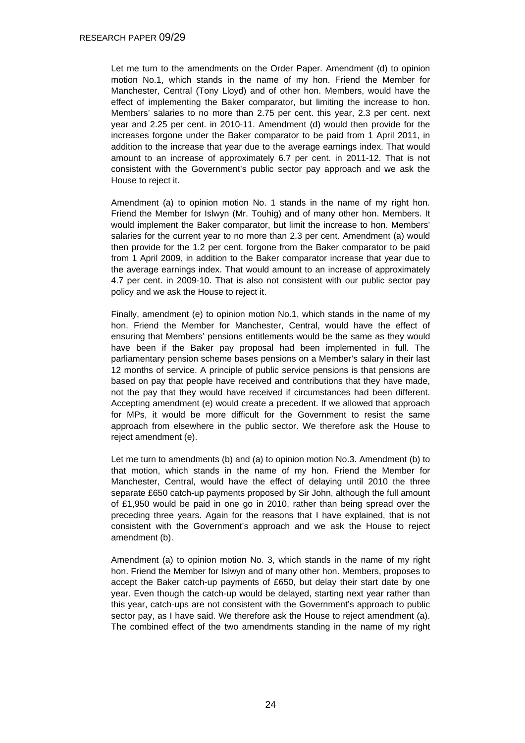Let me turn to the amendments on the Order Paper. Amendment (d) to opinion motion No.1, which stands in the name of my hon. Friend the Member for Manchester, Central (Tony Lloyd) and of other hon. Members, would have the effect of implementing the Baker comparator, but limiting the increase to hon. Members' salaries to no more than 2.75 per cent. this year, 2.3 per cent. next year and 2.25 per cent. in 2010-11. Amendment (d) would then provide for the increases forgone under the Baker comparator to be paid from 1 April 2011, in addition to the increase that year due to the average earnings index. That would amount to an increase of approximately 6.7 per cent. in 2011-12. That is not consistent with the Government's public sector pay approach and we ask the House to reject it.

Amendment (a) to opinion motion No. 1 stands in the name of my right hon. Friend the Member for Islwyn (Mr. Touhig) and of many other hon. Members. It would implement the Baker comparator, but limit the increase to hon. Members' salaries for the current year to no more than 2.3 per cent. Amendment (a) would then provide for the 1.2 per cent. forgone from the Baker comparator to be paid from 1 April 2009, in addition to the Baker comparator increase that year due to the average earnings index. That would amount to an increase of approximately 4.7 per cent. in 2009-10. That is also not consistent with our public sector pay policy and we ask the House to reject it.

Finally, amendment (e) to opinion motion No.1, which stands in the name of my hon. Friend the Member for Manchester, Central, would have the effect of ensuring that Members' pensions entitlements would be the same as they would have been if the Baker pay proposal had been implemented in full. The parliamentary pension scheme bases pensions on a Member's salary in their last 12 months of service. A principle of public service pensions is that pensions are based on pay that people have received and contributions that they have made, not the pay that they would have received if circumstances had been different. Accepting amendment (e) would create a precedent. If we allowed that approach for MPs, it would be more difficult for the Government to resist the same approach from elsewhere in the public sector. We therefore ask the House to reject amendment (e).

Let me turn to amendments (b) and (a) to opinion motion No.3. Amendment (b) to that motion, which stands in the name of my hon. Friend the Member for Manchester, Central, would have the effect of delaying until 2010 the three separate £650 catch-up payments proposed by Sir John, although the full amount of £1,950 would be paid in one go in 2010, rather than being spread over the preceding three years. Again for the reasons that I have explained, that is not consistent with the Government's approach and we ask the House to reject amendment (b).

Amendment (a) to opinion motion No. 3, which stands in the name of my right hon. Friend the Member for Islwyn and of many other hon. Members, proposes to accept the Baker catch-up payments of £650, but delay their start date by one year. Even though the catch-up would be delayed, starting next year rather than this year, catch-ups are not consistent with the Government's approach to public sector pay, as I have said. We therefore ask the House to reject amendment (a). The combined effect of the two amendments standing in the name of my right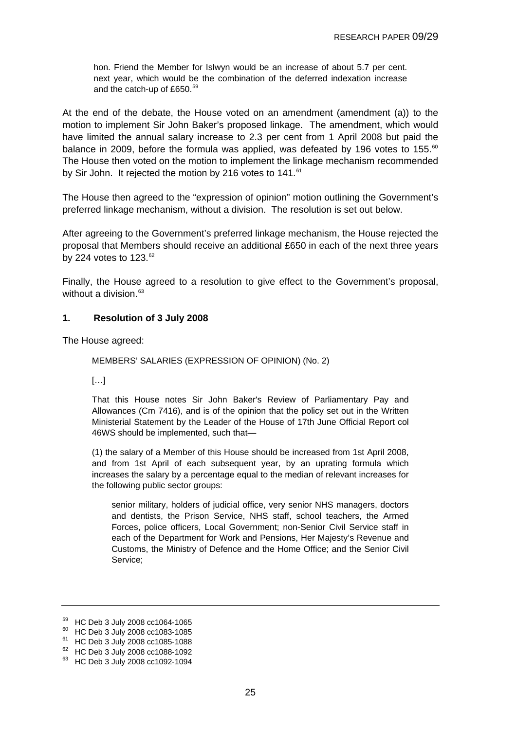> hon. Friend the Member for Islwyn would be an increase of about 5.7 per cent. next year, which would be the combination of the deferred indexation increase and the catch-up of £650.[59]

At the end of the debate, the House voted on an amendment (amendment (a)) to the motion to implement Sir John Baker's proposed linkage. The amendment, which would have limited the annual salary increase to 2.3 per cent from 1 April 2008 but paid the balance in 2009, before the formula was applied, was defeated by 196 votes to 155.[60] The House then voted on the motion to implement the linkage mechanism recommended by Sir John. It rejected the motion by 216 votes to 141.[61]

The House then agreed to the "expression of opinion" motion outlining the Government's preferred linkage mechanism, without a division. The resolution is set out below.

After agreeing to the Government's preferred linkage mechanism, the House rejected the proposal that Members should receive an additional £650 in each of the next three years by 224 votes to 123.[62]

Finally, the House agreed to a resolution to give effect to the Government's proposal, without a division.[63]

### 1. Resolution of 3 July 2008

The House agreed:

> MEMBERS' SALARIES (EXPRESSION OF OPINION) (No. 2)
>
> […]
>
> That this House notes Sir John Baker's Review of Parliamentary Pay and Allowances (Cm 7416), and is of the opinion that the policy set out in the Written Ministerial Statement by the Leader of the House of 17th June Official Report col 46WS should be implemented, such that—
>
> (1) the salary of a Member of this House should be increased from 1st April 2008, and from 1st April of each subsequent year, by an uprating formula which increases the salary by a percentage equal to the median of relevant increases for the following public sector groups:
>
>> senior military, holders of judicial office, very senior NHS managers, doctors and dentists, the Prison Service, NHS staff, school teachers, the Armed Forces, police officers, Local Government; non-Senior Civil Service staff in each of the Department for Work and Pensions, Her Majesty's Revenue and Customs, the Ministry of Defence and the Home Office; and the Senior Civil Service;

---

[59] HC Deb 3 July 2008 cc1064-1065
[60] HC Deb 3 July 2008 cc1083-1085
[61] HC Deb 3 July 2008 cc1085-1088
[62] HC Deb 3 July 2008 cc1088-1092
[63] HC Deb 3 July 2008 cc1092-1094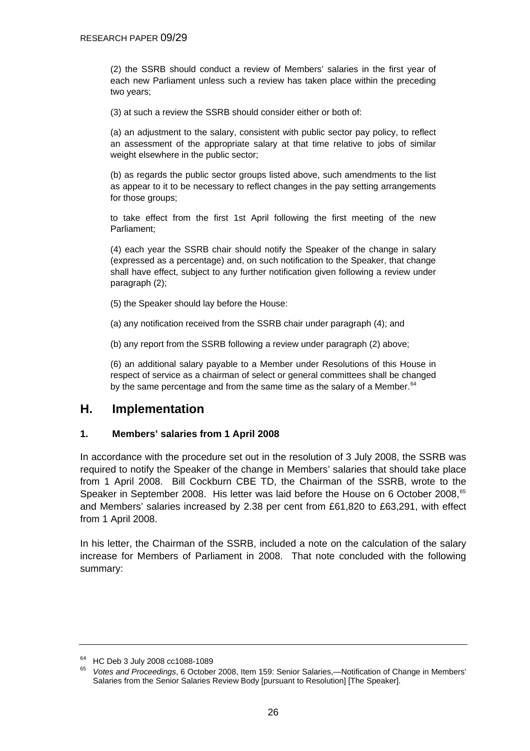(2) the SSRB should conduct a review of Members' salaries in the first year of each new Parliament unless such a review has taken place within the preceding two years;

(3) at such a review the SSRB should consider either or both of:

(a) an adjustment to the salary, consistent with public sector pay policy, to reflect an assessment of the appropriate salary at that time relative to jobs of similar weight elsewhere in the public sector;

(b) as regards the public sector groups listed above, such amendments to the list as appear to it to be necessary to reflect changes in the pay setting arrangements for those groups;

to take effect from the first 1st April following the first meeting of the new Parliament;

(4) each year the SSRB chair should notify the Speaker of the change in salary (expressed as a percentage) and, on such notification to the Speaker, that change shall have effect, subject to any further notification given following a review under paragraph (2);

(5) the Speaker should lay before the House:

(a) any notification received from the SSRB chair under paragraph (4); and

(b) any report from the SSRB following a review under paragraph (2) above;

(6) an additional salary payable to a Member under Resolutions of this House in respect of service as a chairman of select or general committees shall be changed by the same percentage and from the same time as the salary of a Member.[64]

## H. Implementation

### 1. Members' salaries from 1 April 2008

In accordance with the procedure set out in the resolution of 3 July 2008, the SSRB was required to notify the Speaker of the change in Members' salaries that should take place from 1 April 2008. Bill Cockburn CBE TD, the Chairman of the SSRB, wrote to the Speaker in September 2008. His letter was laid before the House on 6 October 2008,[65] and Members' salaries increased by 2.38 per cent from £61,820 to £63,291, with effect from 1 April 2008.

In his letter, the Chairman of the SSRB, included a note on the calculation of the salary increase for Members of Parliament in 2008. That note concluded with the following summary:

---

[64] HC Deb 3 July 2008 cc1088-1089

[65] *Votes and Proceedings*, 6 October 2008, Item 159: Senior Salaries,—Notification of Change in Members' Salaries from the Senior Salaries Review Body [pursuant to Resolution] [The Speaker].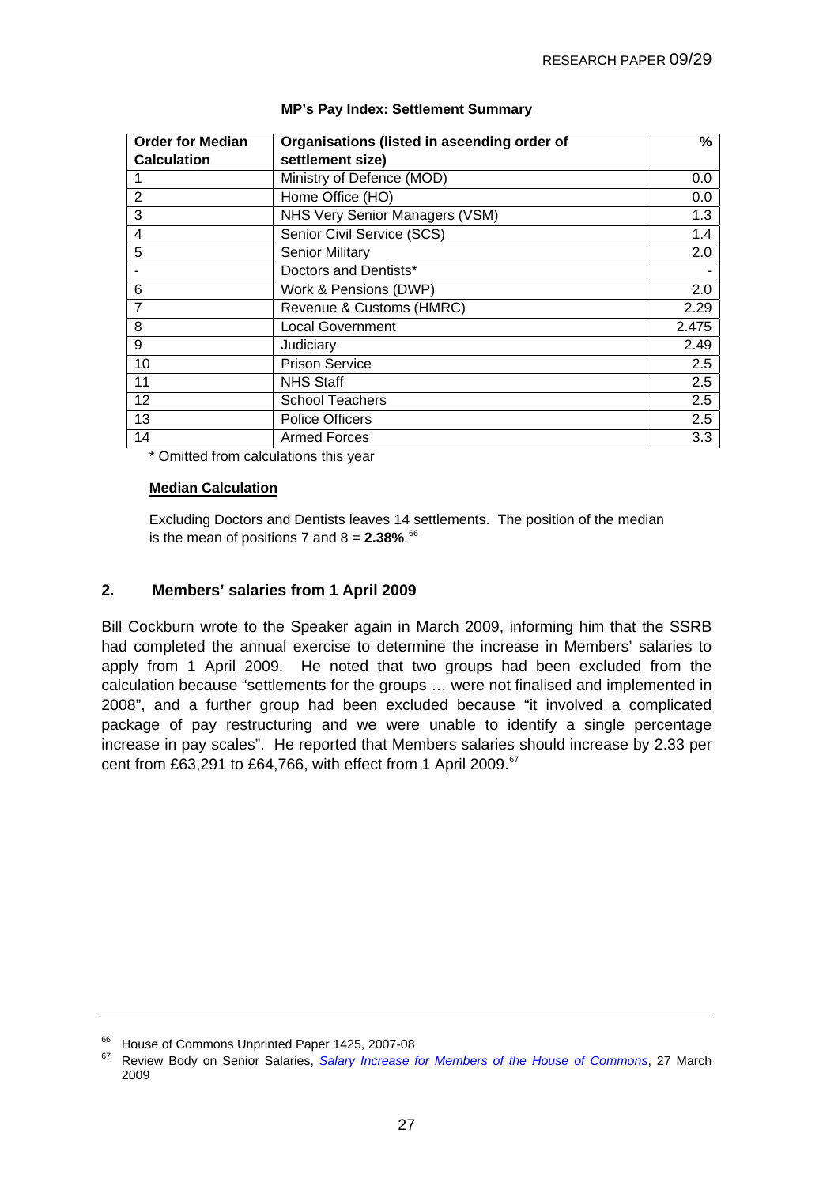**MP's Pay Index: Settlement Summary**

| Order for Median Calculation | Organisations (listed in ascending order of settlement size) | % |
|---|---|---|
| 1 | Ministry of Defence (MOD) | 0.0 |
| 2 | Home Office (HO) | 0.0 |
| 3 | NHS Very Senior Managers (VSM) | 1.3 |
| 4 | Senior Civil Service (SCS) | 1.4 |
| 5 | Senior Military | 2.0 |
| - | Doctors and Dentists* | - |
| 6 | Work & Pensions (DWP) | 2.0 |
| 7 | Revenue & Customs (HMRC) | 2.29 |
| 8 | Local Government | 2.475 |
| 9 | Judiciary | 2.49 |
| 10 | Prison Service | 2.5 |
| 11 | NHS Staff | 2.5 |
| 12 | School Teachers | 2.5 |
| 13 | Police Officers | 2.5 |
| 14 | Armed Forces | 3.3 |

* Omitted from calculations this year

**Median Calculation**

Excluding Doctors and Dentists leaves 14 settlements. The position of the median is the mean of positions 7 and 8 = **2.38%**.[66]

## 2. Members' salaries from 1 April 2009

Bill Cockburn wrote to the Speaker again in March 2009, informing him that the SSRB had completed the annual exercise to determine the increase in Members' salaries to apply from 1 April 2009. He noted that two groups had been excluded from the calculation because "settlements for the groups … were not finalised and implemented in 2008", and a further group had been excluded because "it involved a complicated package of pay restructuring and we were unable to identify a single percentage increase in pay scales". He reported that Members salaries should increase by 2.33 per cent from £63,291 to £64,766, with effect from 1 April 2009.[67]

---

[66] House of Commons Unprinted Paper 1425, 2007-08

[67] Review Body on Senior Salaries, *Salary Increase for Members of the House of Commons*, 27 March 2009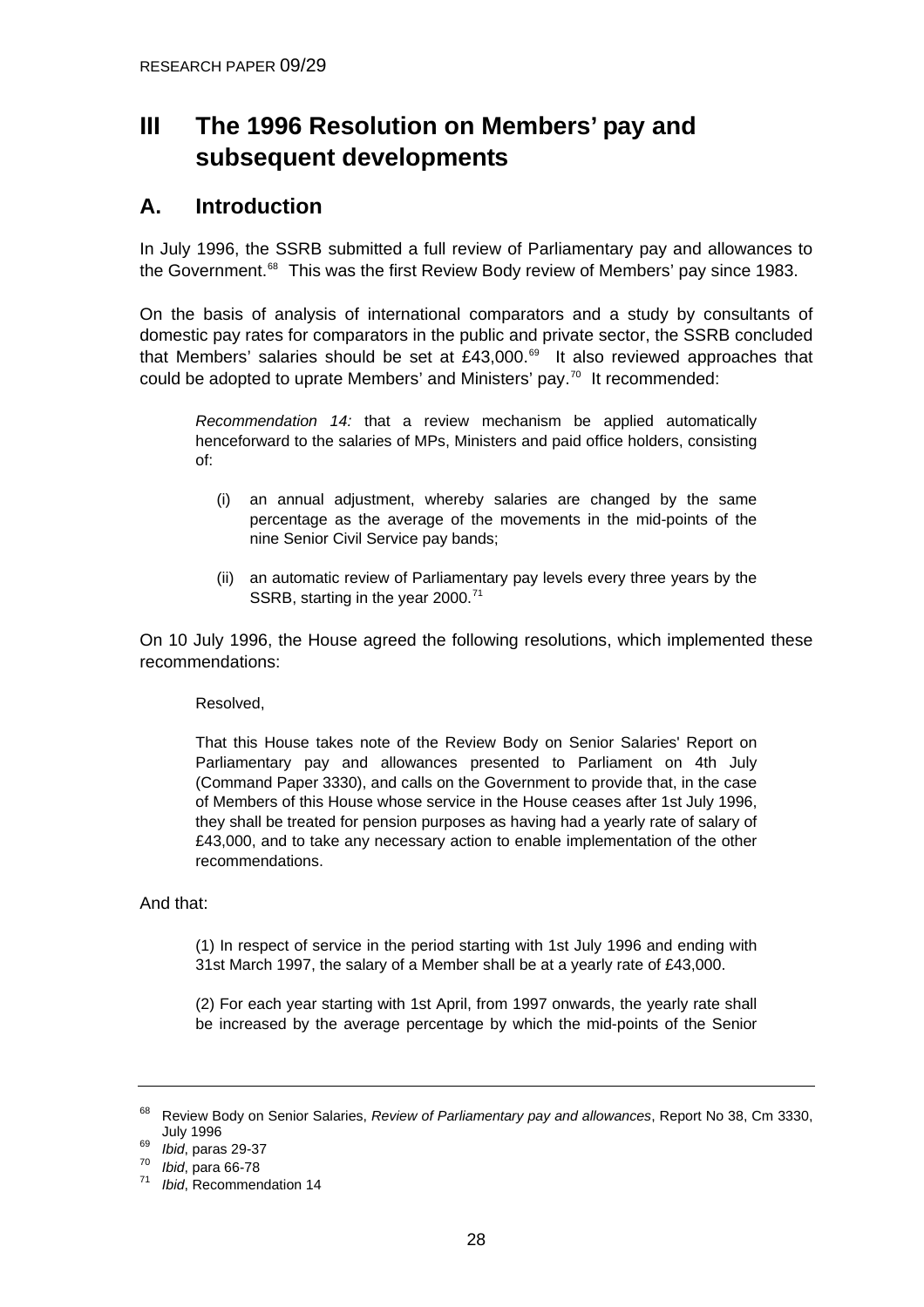# III The 1996 Resolution on Members' pay and subsequent developments

## A. Introduction

In July 1996, the SSRB submitted a full review of Parliamentary pay and allowances to the Government.[68] This was the first Review Body review of Members' pay since 1983.

On the basis of analysis of international comparators and a study by consultants of domestic pay rates for comparators in the public and private sector, the SSRB concluded that Members' salaries should be set at £43,000.[69] It also reviewed approaches that could be adopted to uprate Members' and Ministers' pay.[70] It recommended:

> *Recommendation 14:* that a review mechanism be applied automatically henceforward to the salaries of MPs, Ministers and paid office holders, consisting of:
>
> (i) an annual adjustment, whereby salaries are changed by the same percentage as the average of the movements in the mid-points of the nine Senior Civil Service pay bands;
>
> (ii) an automatic review of Parliamentary pay levels every three years by the SSRB, starting in the year 2000.[71]

On 10 July 1996, the House agreed the following resolutions, which implemented these recommendations:

> Resolved,
>
> That this House takes note of the Review Body on Senior Salaries' Report on Parliamentary pay and allowances presented to Parliament on 4th July (Command Paper 3330), and calls on the Government to provide that, in the case of Members of this House whose service in the House ceases after 1st July 1996, they shall be treated for pension purposes as having had a yearly rate of salary of £43,000, and to take any necessary action to enable implementation of the other recommendations.

And that:

> (1) In respect of service in the period starting with 1st July 1996 and ending with 31st March 1997, the salary of a Member shall be at a yearly rate of £43,000.
>
> (2) For each year starting with 1st April, from 1997 onwards, the yearly rate shall be increased by the average percentage by which the mid-points of the Senior

---

[68] Review Body on Senior Salaries, *Review of Parliamentary pay and allowances*, Report No 38, Cm 3330, July 1996

[69] *Ibid*, paras 29-37

[70] *Ibid*, para 66-78

[71] *Ibid*, Recommendation 14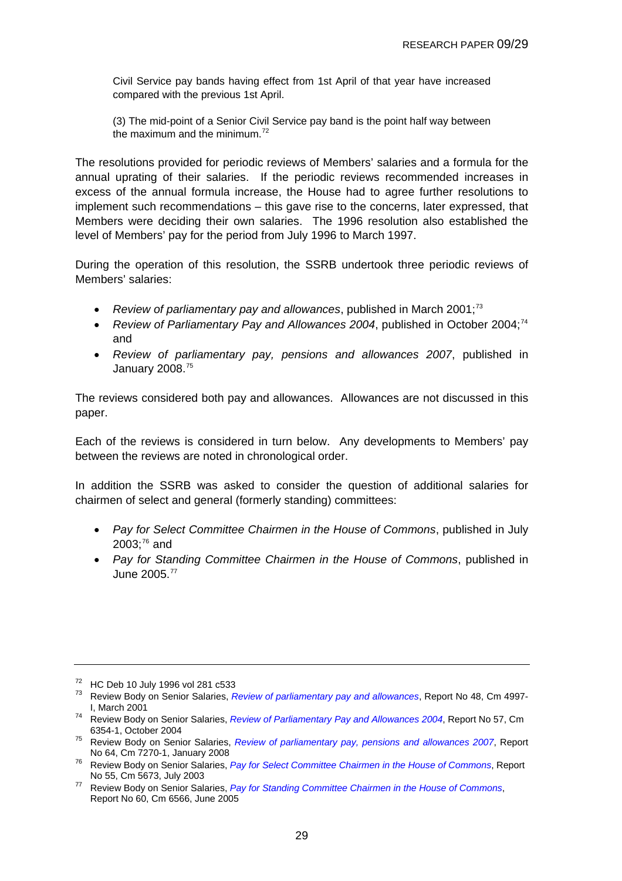> Civil Service pay bands having effect from 1st April of that year have increased compared with the previous 1st April.
>
> (3) The mid-point of a Senior Civil Service pay band is the point half way between the maximum and the minimum.[72]

The resolutions provided for periodic reviews of Members' salaries and a formula for the annual uprating of their salaries. If the periodic reviews recommended increases in excess of the annual formula increase, the House had to agree further resolutions to implement such recommendations – this gave rise to the concerns, later expressed, that Members were deciding their own salaries. The 1996 resolution also established the level of Members' pay for the period from July 1996 to March 1997.

During the operation of this resolution, the SSRB undertook three periodic reviews of Members' salaries:

- *Review of parliamentary pay and allowances*, published in March 2001;[73]
- *Review of Parliamentary Pay and Allowances 2004*, published in October 2004;[74] and
- *Review of parliamentary pay, pensions and allowances 2007*, published in January 2008.[75]

The reviews considered both pay and allowances. Allowances are not discussed in this paper.

Each of the reviews is considered in turn below. Any developments to Members' pay between the reviews are noted in chronological order.

In addition the SSRB was asked to consider the question of additional salaries for chairmen of select and general (formerly standing) committees:

- *Pay for Select Committee Chairmen in the House of Commons*, published in July 2003;[76] and
- *Pay for Standing Committee Chairmen in the House of Commons*, published in June 2005.[77]

---

[72] HC Deb 10 July 1996 vol 281 c533

[73] Review Body on Senior Salaries, *Review of parliamentary pay and allowances*, Report No 48, Cm 4997-I, March 2001

[74] Review Body on Senior Salaries, *Review of Parliamentary Pay and Allowances 2004*, Report No 57, Cm 6354-1, October 2004

[75] Review Body on Senior Salaries, *Review of parliamentary pay, pensions and allowances 2007*, Report No 64, Cm 7270-1, January 2008

[76] Review Body on Senior Salaries, *Pay for Select Committee Chairmen in the House of Commons*, Report No 55, Cm 5673, July 2003

[77] Review Body on Senior Salaries, *Pay for Standing Committee Chairmen in the House of Commons*, Report No 60, Cm 6566, June 2005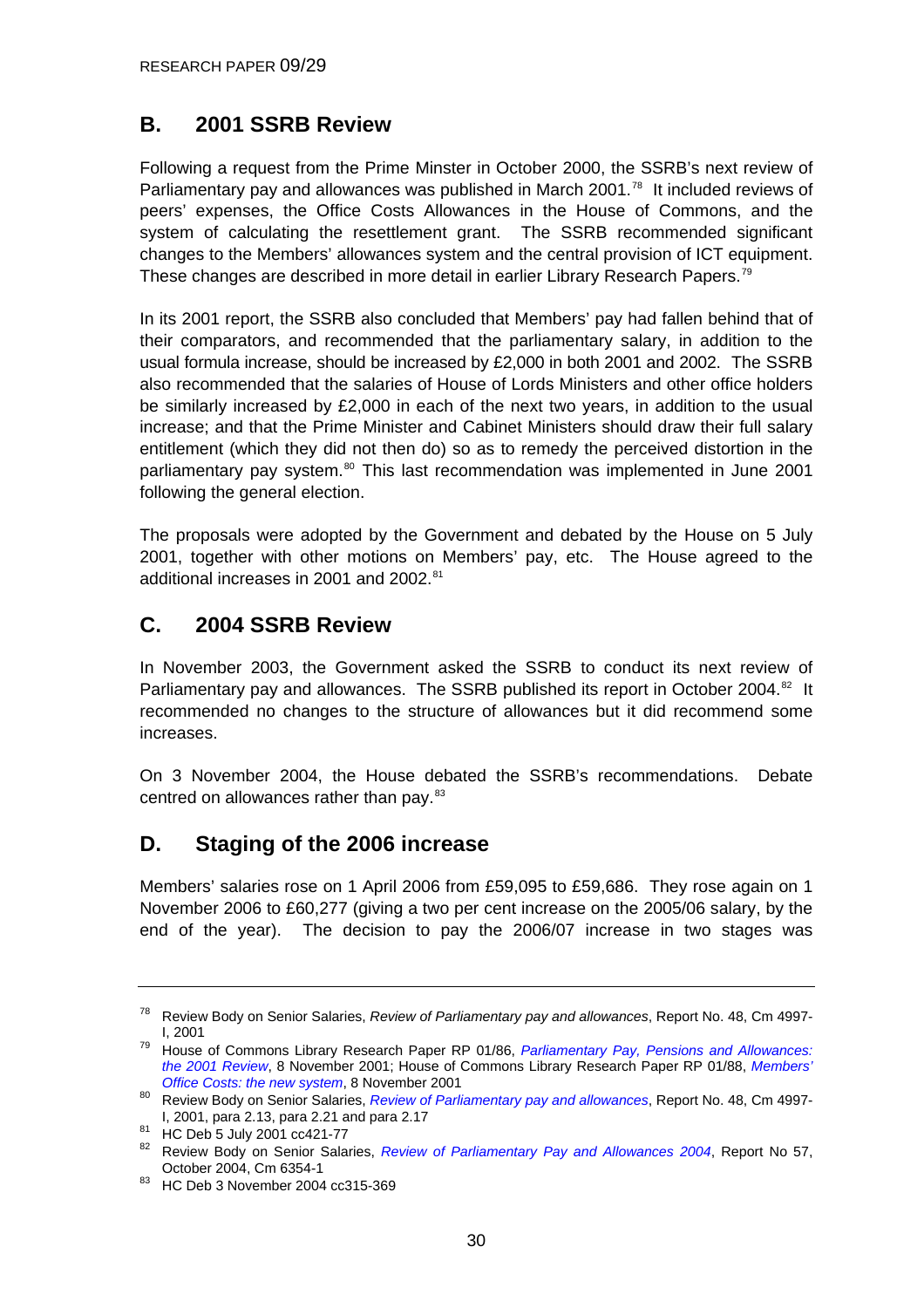## B. 2001 SSRB Review

Following a request from the Prime Minster in October 2000, the SSRB's next review of Parliamentary pay and allowances was published in March 2001.[78] It included reviews of peers' expenses, the Office Costs Allowances in the House of Commons, and the system of calculating the resettlement grant. The SSRB recommended significant changes to the Members' allowances system and the central provision of ICT equipment. These changes are described in more detail in earlier Library Research Papers.[79]

In its 2001 report, the SSRB also concluded that Members' pay had fallen behind that of their comparators, and recommended that the parliamentary salary, in addition to the usual formula increase, should be increased by £2,000 in both 2001 and 2002. The SSRB also recommended that the salaries of House of Lords Ministers and other office holders be similarly increased by £2,000 in each of the next two years, in addition to the usual increase; and that the Prime Minister and Cabinet Ministers should draw their full salary entitlement (which they did not then do) so as to remedy the perceived distortion in the parliamentary pay system.[80] This last recommendation was implemented in June 2001 following the general election.

The proposals were adopted by the Government and debated by the House on 5 July 2001, together with other motions on Members' pay, etc. The House agreed to the additional increases in 2001 and 2002.[81]

## C. 2004 SSRB Review

In November 2003, the Government asked the SSRB to conduct its next review of Parliamentary pay and allowances. The SSRB published its report in October 2004.[82] It recommended no changes to the structure of allowances but it did recommend some increases.

On 3 November 2004, the House debated the SSRB's recommendations. Debate centred on allowances rather than pay.[83]

## D. Staging of the 2006 increase

Members' salaries rose on 1 April 2006 from £59,095 to £59,686. They rose again on 1 November 2006 to £60,277 (giving a two per cent increase on the 2005/06 salary, by the end of the year). The decision to pay the 2006/07 increase in two stages was

---

[78] Review Body on Senior Salaries, *Review of Parliamentary pay and allowances*, Report No. 48, Cm 4997-I, 2001

[79] House of Commons Library Research Paper RP 01/86, *Parliamentary Pay, Pensions and Allowances: the 2001 Review*, 8 November 2001; House of Commons Library Research Paper RP 01/88, *Members' Office Costs: the new system*, 8 November 2001

[80] Review Body on Senior Salaries, *Review of Parliamentary pay and allowances*, Report No. 48, Cm 4997-I, 2001, para 2.13, para 2.21 and para 2.17

[81] HC Deb 5 July 2001 cc421-77

[82] Review Body on Senior Salaries, *Review of Parliamentary Pay and Allowances 2004*, Report No 57, October 2004, Cm 6354-1

[83] HC Deb 3 November 2004 cc315-369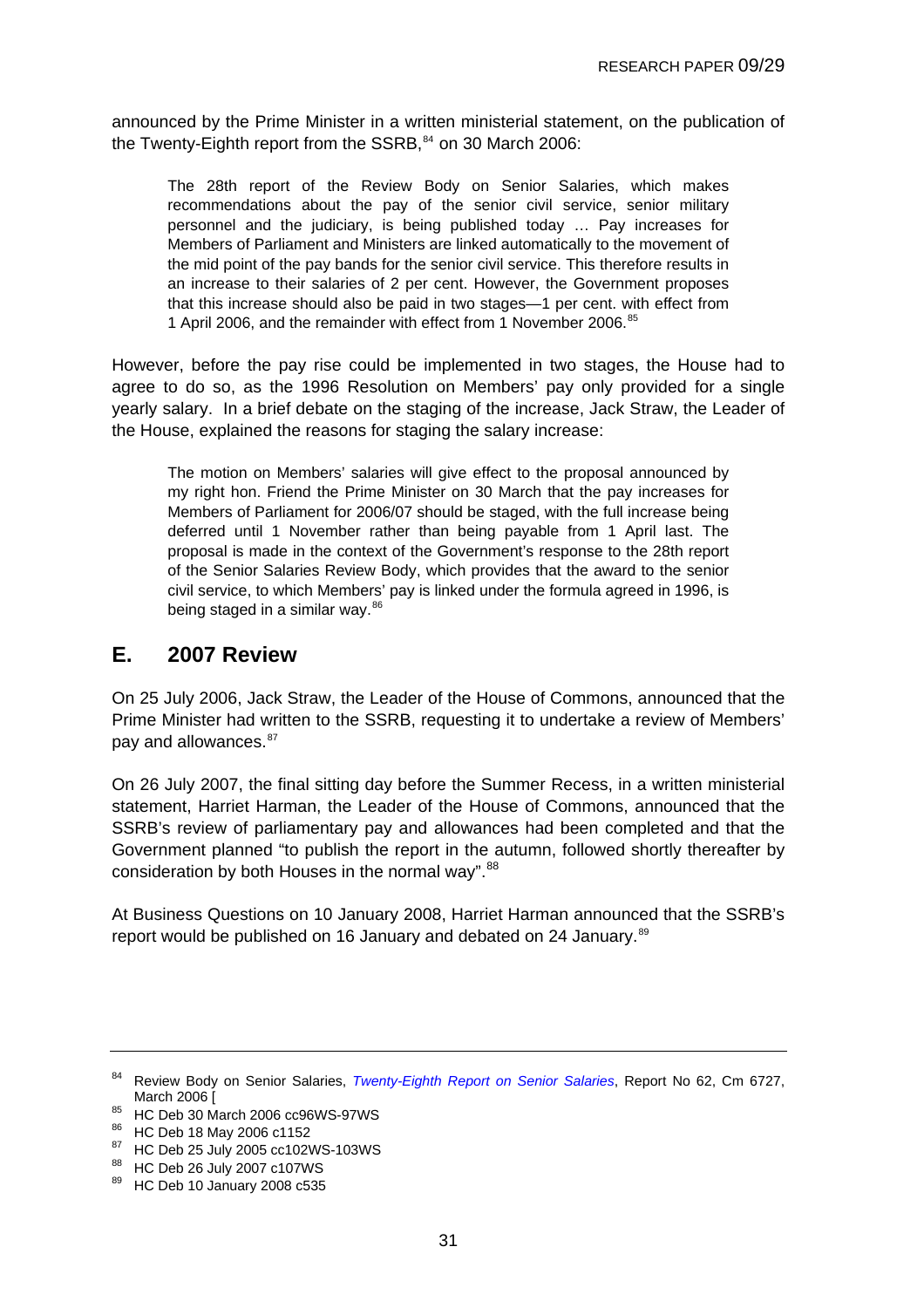announced by the Prime Minister in a written ministerial statement, on the publication of the Twenty-Eighth report from the SSRB,[84] on 30 March 2006:

> The 28th report of the Review Body on Senior Salaries, which makes recommendations about the pay of the senior civil service, senior military personnel and the judiciary, is being published today … Pay increases for Members of Parliament and Ministers are linked automatically to the movement of the mid point of the pay bands for the senior civil service. This therefore results in an increase to their salaries of 2 per cent. However, the Government proposes that this increase should also be paid in two stages—1 per cent. with effect from 1 April 2006, and the remainder with effect from 1 November 2006.[85]

However, before the pay rise could be implemented in two stages, the House had to agree to do so, as the 1996 Resolution on Members' pay only provided for a single yearly salary. In a brief debate on the staging of the increase, Jack Straw, the Leader of the House, explained the reasons for staging the salary increase:

> The motion on Members' salaries will give effect to the proposal announced by my right hon. Friend the Prime Minister on 30 March that the pay increases for Members of Parliament for 2006/07 should be staged, with the full increase being deferred until 1 November rather than being payable from 1 April last. The proposal is made in the context of the Government's response to the 28th report of the Senior Salaries Review Body, which provides that the award to the senior civil service, to which Members' pay is linked under the formula agreed in 1996, is being staged in a similar way.[86]

## E. 2007 Review

On 25 July 2006, Jack Straw, the Leader of the House of Commons, announced that the Prime Minister had written to the SSRB, requesting it to undertake a review of Members' pay and allowances.[87]

On 26 July 2007, the final sitting day before the Summer Recess, in a written ministerial statement, Harriet Harman, the Leader of the House of Commons, announced that the SSRB's review of parliamentary pay and allowances had been completed and that the Government planned "to publish the report in the autumn, followed shortly thereafter by consideration by both Houses in the normal way".[88]

At Business Questions on 10 January 2008, Harriet Harman announced that the SSRB's report would be published on 16 January and debated on 24 January.[89]

---

[84] Review Body on Senior Salaries, *Twenty-Eighth Report on Senior Salaries*, Report No 62, Cm 6727, March 2006 [

[85] HC Deb 30 March 2006 cc96WS-97WS

[86] HC Deb 18 May 2006 c1152

[87] HC Deb 25 July 2005 cc102WS-103WS

[88] HC Deb 26 July 2007 c107WS

[89] HC Deb 10 January 2008 c535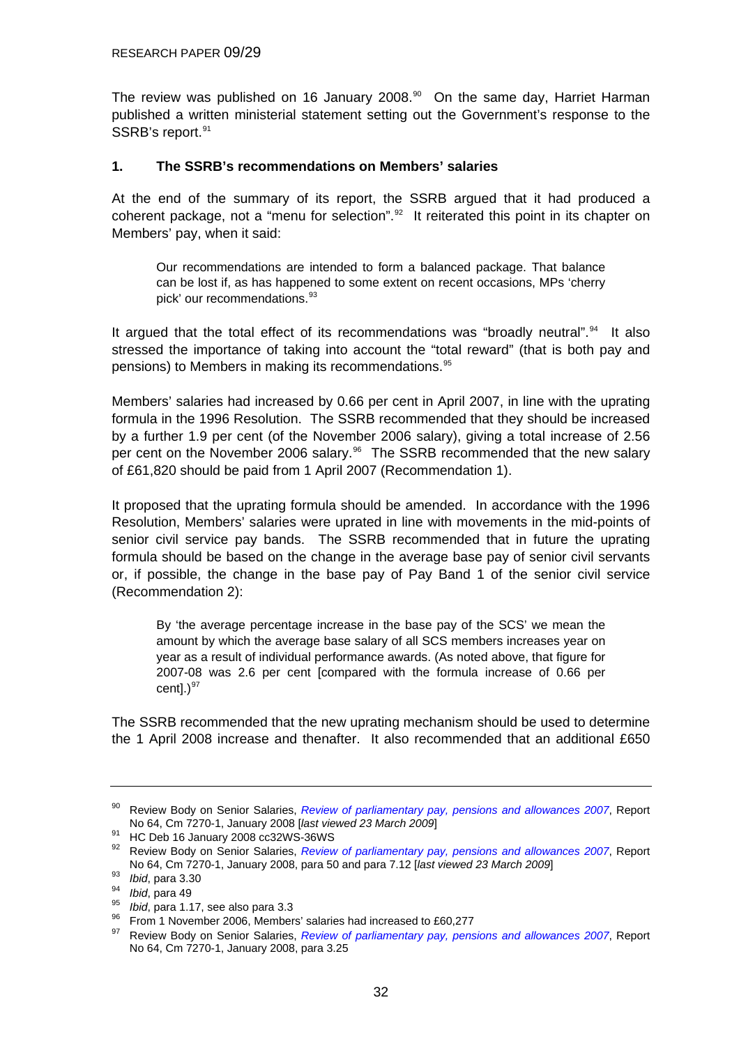The review was published on 16 January 2008.[90] On the same day, Harriet Harman published a written ministerial statement setting out the Government's response to the SSRB's report.[91]

### 1. The SSRB's recommendations on Members' salaries

At the end of the summary of its report, the SSRB argued that it had produced a coherent package, not a "menu for selection".[92] It reiterated this point in its chapter on Members' pay, when it said:

> Our recommendations are intended to form a balanced package. That balance can be lost if, as has happened to some extent on recent occasions, MPs 'cherry pick' our recommendations.[93]

It argued that the total effect of its recommendations was "broadly neutral".[94] It also stressed the importance of taking into account the "total reward" (that is both pay and pensions) to Members in making its recommendations.[95]

Members' salaries had increased by 0.66 per cent in April 2007, in line with the uprating formula in the 1996 Resolution. The SSRB recommended that they should be increased by a further 1.9 per cent (of the November 2006 salary), giving a total increase of 2.56 per cent on the November 2006 salary.[96] The SSRB recommended that the new salary of £61,820 should be paid from 1 April 2007 (Recommendation 1).

It proposed that the uprating formula should be amended. In accordance with the 1996 Resolution, Members' salaries were uprated in line with movements in the mid-points of senior civil service pay bands. The SSRB recommended that in future the uprating formula should be based on the change in the average base pay of senior civil servants or, if possible, the change in the base pay of Pay Band 1 of the senior civil service (Recommendation 2):

> By 'the average percentage increase in the base pay of the SCS' we mean the amount by which the average base salary of all SCS members increases year on year as a result of individual performance awards. (As noted above, that figure for 2007-08 was 2.6 per cent [compared with the formula increase of 0.66 per cent].)[97]

The SSRB recommended that the new uprating mechanism should be used to determine the 1 April 2008 increase and thenafter. It also recommended that an additional £650

---

[90] Review Body on Senior Salaries, *Review of parliamentary pay, pensions and allowances 2007*, Report No 64, Cm 7270-1, January 2008 [*last viewed 23 March 2009*]

[91] HC Deb 16 January 2008 cc32WS-36WS

[92] Review Body on Senior Salaries, *Review of parliamentary pay, pensions and allowances 2007*, Report No 64, Cm 7270-1, January 2008, para 50 and para 7.12 [*last viewed 23 March 2009*]

[93] *Ibid*, para 3.30

[94] *Ibid*, para 49

[95] *Ibid*, para 1.17, see also para 3.3

[96] From 1 November 2006, Members' salaries had increased to £60,277

[97] Review Body on Senior Salaries, *Review of parliamentary pay, pensions and allowances 2007*, Report No 64, Cm 7270-1, January 2008, para 3.25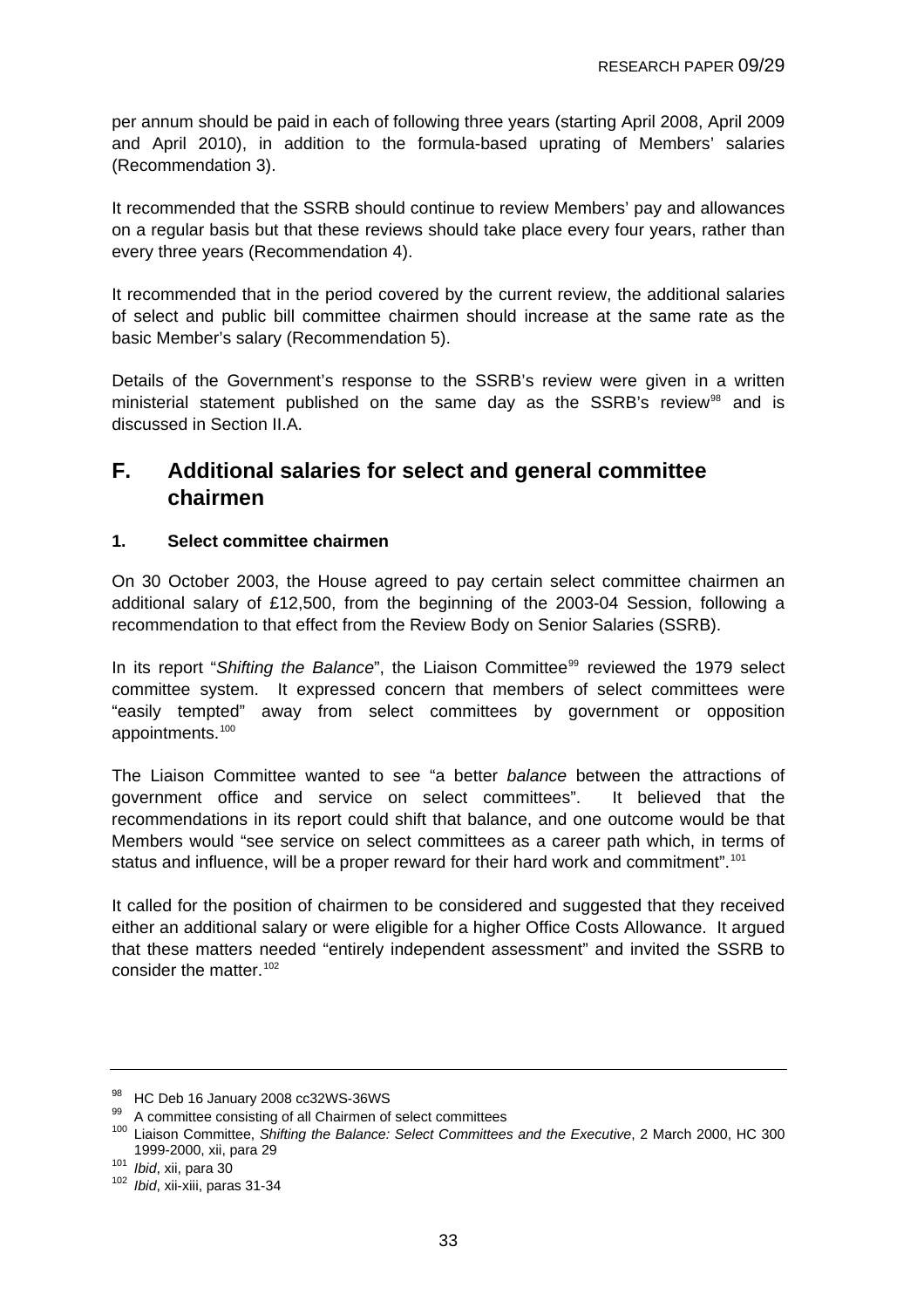per annum should be paid in each of following three years (starting April 2008, April 2009 and April 2010), in addition to the formula-based uprating of Members' salaries (Recommendation 3).

It recommended that the SSRB should continue to review Members' pay and allowances on a regular basis but that these reviews should take place every four years, rather than every three years (Recommendation 4).

It recommended that in the period covered by the current review, the additional salaries of select and public bill committee chairmen should increase at the same rate as the basic Member's salary (Recommendation 5).

Details of the Government's response to the SSRB's review were given in a written ministerial statement published on the same day as the SSRB's review[98] and is discussed in Section II.A.

## F. Additional salaries for select and general committee chairmen

### 1. Select committee chairmen

On 30 October 2003, the House agreed to pay certain select committee chairmen an additional salary of £12,500, from the beginning of the 2003-04 Session, following a recommendation to that effect from the Review Body on Senior Salaries (SSRB).

In its report "*Shifting the Balance*", the Liaison Committee[99] reviewed the 1979 select committee system. It expressed concern that members of select committees were "easily tempted" away from select committees by government or opposition appointments.[100]

The Liaison Committee wanted to see "a better *balance* between the attractions of government office and service on select committees". It believed that the recommendations in its report could shift that balance, and one outcome would be that Members would "see service on select committees as a career path which, in terms of status and influence, will be a proper reward for their hard work and commitment".[101]

It called for the position of chairmen to be considered and suggested that they received either an additional salary or were eligible for a higher Office Costs Allowance. It argued that these matters needed "entirely independent assessment" and invited the SSRB to consider the matter.[102]

---

[98] HC Deb 16 January 2008 cc32WS-36WS

[99] A committee consisting of all Chairmen of select committees

[100] Liaison Committee, *Shifting the Balance: Select Committees and the Executive*, 2 March 2000, HC 300 1999-2000, xii, para 29

[101] *Ibid*, xii, para 30

[102] *Ibid*, xii-xiii, paras 31-34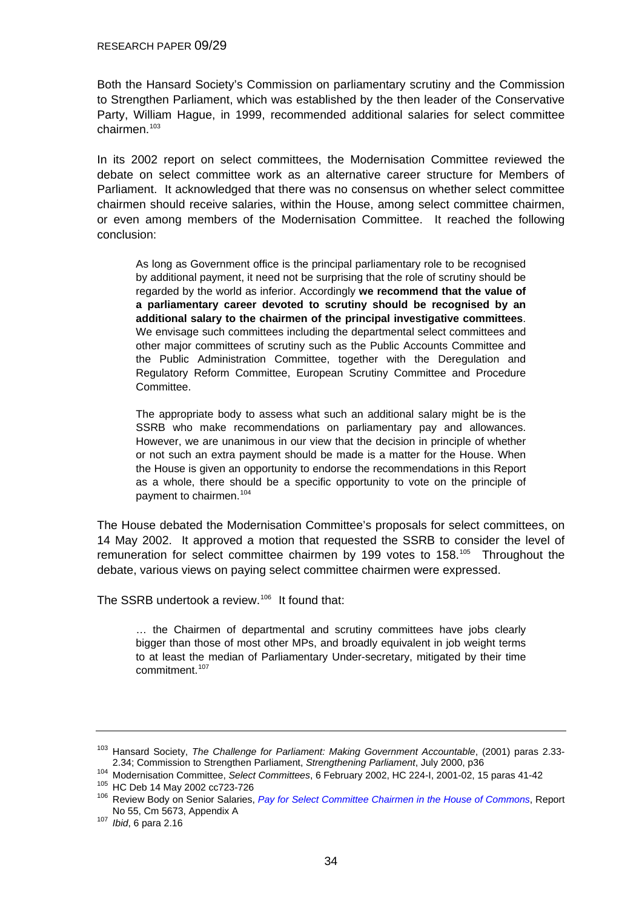Both the Hansard Society's Commission on parliamentary scrutiny and the Commission to Strengthen Parliament, which was established by the then leader of the Conservative Party, William Hague, in 1999, recommended additional salaries for select committee chairmen.[103]

In its 2002 report on select committees, the Modernisation Committee reviewed the debate on select committee work as an alternative career structure for Members of Parliament. It acknowledged that there was no consensus on whether select committee chairmen should receive salaries, within the House, among select committee chairmen, or even among members of the Modernisation Committee. It reached the following conclusion:

> As long as Government office is the principal parliamentary role to be recognised by additional payment, it need not be surprising that the role of scrutiny should be regarded by the world as inferior. Accordingly **we recommend that the value of a parliamentary career devoted to scrutiny should be recognised by an additional salary to the chairmen of the principal investigative committees**. We envisage such committees including the departmental select committees and other major committees of scrutiny such as the Public Accounts Committee and the Public Administration Committee, together with the Deregulation and Regulatory Reform Committee, European Scrutiny Committee and Procedure Committee.
>
> The appropriate body to assess what such an additional salary might be is the SSRB who make recommendations on parliamentary pay and allowances. However, we are unanimous in our view that the decision in principle of whether or not such an extra payment should be made is a matter for the House. When the House is given an opportunity to endorse the recommendations in this Report as a whole, there should be a specific opportunity to vote on the principle of payment to chairmen.[104]

The House debated the Modernisation Committee's proposals for select committees, on 14 May 2002. It approved a motion that requested the SSRB to consider the level of remuneration for select committee chairmen by 199 votes to 158.[105] Throughout the debate, various views on paying select committee chairmen were expressed.

The SSRB undertook a review.[106] It found that:

> … the Chairmen of departmental and scrutiny committees have jobs clearly bigger than those of most other MPs, and broadly equivalent in job weight terms to at least the median of Parliamentary Under-secretary, mitigated by their time commitment.[107]

---

[103] Hansard Society, *The Challenge for Parliament: Making Government Accountable*, (2001) paras 2.33-2.34; Commission to Strengthen Parliament, *Strengthening Parliament*, July 2000, p36

[104] Modernisation Committee, *Select Committees*, 6 February 2002, HC 224-I, 2001-02, 15 paras 41-42

[105] HC Deb 14 May 2002 cc723-726

[106] Review Body on Senior Salaries, *Pay for Select Committee Chairmen in the House of Commons*, Report No 55, Cm 5673, Appendix A

[107] *Ibid*, 6 para 2.16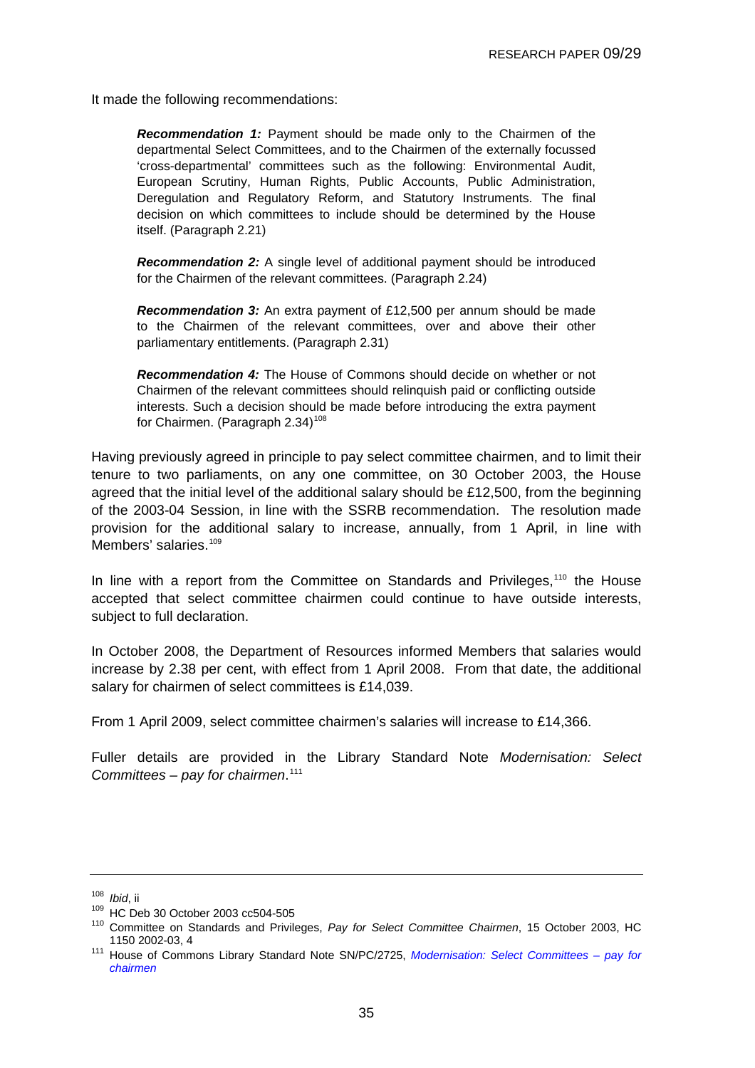It made the following recommendations:

> ***Recommendation 1:*** Payment should be made only to the Chairmen of the departmental Select Committees, and to the Chairmen of the externally focussed 'cross-departmental' committees such as the following: Environmental Audit, European Scrutiny, Human Rights, Public Accounts, Public Administration, Deregulation and Regulatory Reform, and Statutory Instruments. The final decision on which committees to include should be determined by the House itself. (Paragraph 2.21)
>
> ***Recommendation 2:*** A single level of additional payment should be introduced for the Chairmen of the relevant committees. (Paragraph 2.24)
>
> ***Recommendation 3:*** An extra payment of £12,500 per annum should be made to the Chairmen of the relevant committees, over and above their other parliamentary entitlements. (Paragraph 2.31)
>
> ***Recommendation 4:*** The House of Commons should decide on whether or not Chairmen of the relevant committees should relinquish paid or conflicting outside interests. Such a decision should be made before introducing the extra payment for Chairmen. (Paragraph 2.34)[108]

Having previously agreed in principle to pay select committee chairmen, and to limit their tenure to two parliaments, on any one committee, on 30 October 2003, the House agreed that the initial level of the additional salary should be £12,500, from the beginning of the 2003-04 Session, in line with the SSRB recommendation. The resolution made provision for the additional salary to increase, annually, from 1 April, in line with Members' salaries.[109]

In line with a report from the Committee on Standards and Privileges,[110] the House accepted that select committee chairmen could continue to have outside interests, subject to full declaration.

In October 2008, the Department of Resources informed Members that salaries would increase by 2.38 per cent, with effect from 1 April 2008. From that date, the additional salary for chairmen of select committees is £14,039.

From 1 April 2009, select committee chairmen's salaries will increase to £14,366.

Fuller details are provided in the Library Standard Note *Modernisation: Select Committees – pay for chairmen*.[111]

---

[108] *Ibid*, ii

[109] HC Deb 30 October 2003 cc504-505

[110] Committee on Standards and Privileges, *Pay for Select Committee Chairmen*, 15 October 2003, HC 1150 2002-03, 4

[111] House of Commons Library Standard Note SN/PC/2725, *Modernisation: Select Committees – pay for chairmen*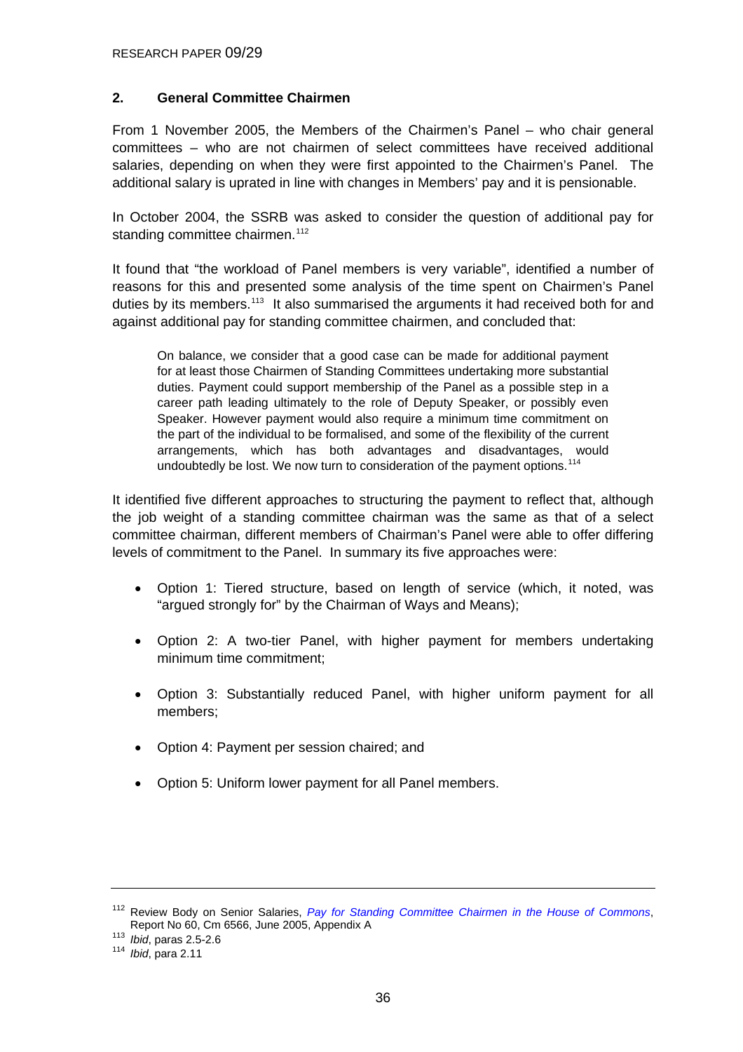## 2. General Committee Chairmen

From 1 November 2005, the Members of the Chairmen's Panel – who chair general committees – who are not chairmen of select committees have received additional salaries, depending on when they were first appointed to the Chairmen's Panel. The additional salary is uprated in line with changes in Members' pay and it is pensionable.

In October 2004, the SSRB was asked to consider the question of additional pay for standing committee chairmen.[112]

It found that "the workload of Panel members is very variable", identified a number of reasons for this and presented some analysis of the time spent on Chairmen's Panel duties by its members.[113] It also summarised the arguments it had received both for and against additional pay for standing committee chairmen, and concluded that:

> On balance, we consider that a good case can be made for additional payment for at least those Chairmen of Standing Committees undertaking more substantial duties. Payment could support membership of the Panel as a possible step in a career path leading ultimately to the role of Deputy Speaker, or possibly even Speaker. However payment would also require a minimum time commitment on the part of the individual to be formalised, and some of the flexibility of the current arrangements, which has both advantages and disadvantages, would undoubtedly be lost. We now turn to consideration of the payment options.[114]

It identified five different approaches to structuring the payment to reflect that, although the job weight of a standing committee chairman was the same as that of a select committee chairman, different members of Chairman's Panel were able to offer differing levels of commitment to the Panel. In summary its five approaches were:

- Option 1: Tiered structure, based on length of service (which, it noted, was "argued strongly for" by the Chairman of Ways and Means);
- Option 2: A two-tier Panel, with higher payment for members undertaking minimum time commitment;
- Option 3: Substantially reduced Panel, with higher uniform payment for all members;
- Option 4: Payment per session chaired; and
- Option 5: Uniform lower payment for all Panel members.

---

[112] Review Body on Senior Salaries, *Pay for Standing Committee Chairmen in the House of Commons*, Report No 60, Cm 6566, June 2005, Appendix A

[113] *Ibid*, paras 2.5-2.6

[114] *Ibid*, para 2.11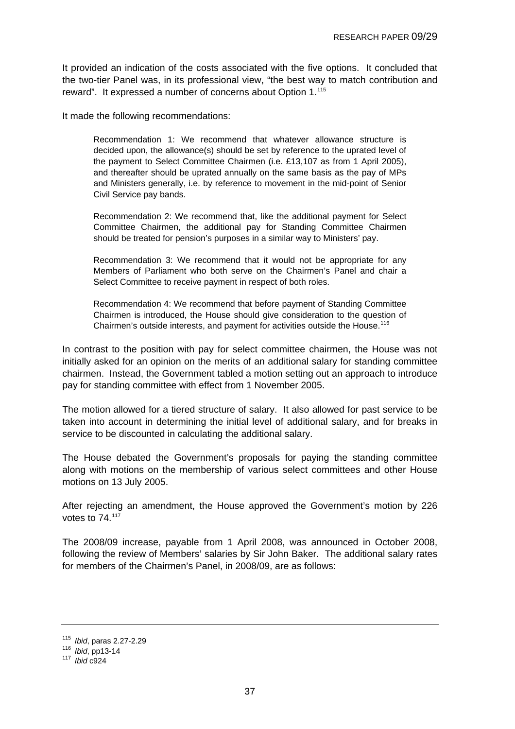It provided an indication of the costs associated with the five options. It concluded that the two-tier Panel was, in its professional view, "the best way to match contribution and reward". It expressed a number of concerns about Option 1.[115]

It made the following recommendations:

> Recommendation 1: We recommend that whatever allowance structure is decided upon, the allowance(s) should be set by reference to the uprated level of the payment to Select Committee Chairmen (i.e. £13,107 as from 1 April 2005), and thereafter should be uprated annually on the same basis as the pay of MPs and Ministers generally, i.e. by reference to movement in the mid-point of Senior Civil Service pay bands.
>
> Recommendation 2: We recommend that, like the additional payment for Select Committee Chairmen, the additional pay for Standing Committee Chairmen should be treated for pension's purposes in a similar way to Ministers' pay.
>
> Recommendation 3: We recommend that it would not be appropriate for any Members of Parliament who both serve on the Chairmen's Panel and chair a Select Committee to receive payment in respect of both roles.
>
> Recommendation 4: We recommend that before payment of Standing Committee Chairmen is introduced, the House should give consideration to the question of Chairmen's outside interests, and payment for activities outside the House.[116]

In contrast to the position with pay for select committee chairmen, the House was not initially asked for an opinion on the merits of an additional salary for standing committee chairmen. Instead, the Government tabled a motion setting out an approach to introduce pay for standing committee with effect from 1 November 2005.

The motion allowed for a tiered structure of salary. It also allowed for past service to be taken into account in determining the initial level of additional salary, and for breaks in service to be discounted in calculating the additional salary.

The House debated the Government's proposals for paying the standing committee along with motions on the membership of various select committees and other House motions on 13 July 2005.

After rejecting an amendment, the House approved the Government's motion by 226 votes to 74.[117]

The 2008/09 increase, payable from 1 April 2008, was announced in October 2008, following the review of Members' salaries by Sir John Baker. The additional salary rates for members of the Chairmen's Panel, in 2008/09, are as follows:

---

[115] *Ibid*, paras 2.27-2.29
[116] *Ibid*, pp13-14
[117] *Ibid* c924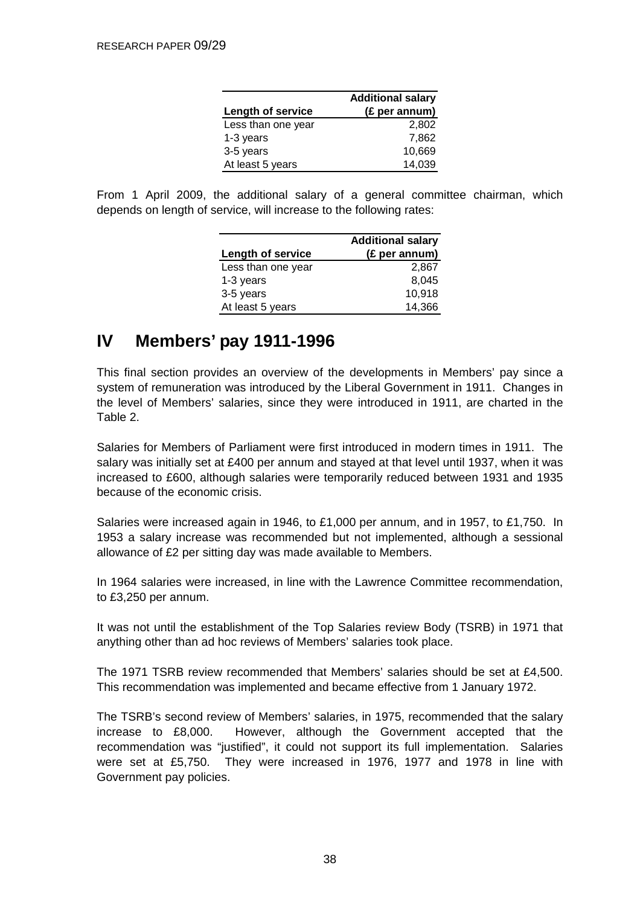| Length of service | Additional salary (£ per annum) |
| --- | --- |
| Less than one year | 2,802 |
| 1-3 years | 7,862 |
| 3-5 years | 10,669 |
| At least 5 years | 14,039 |

From 1 April 2009, the additional salary of a general committee chairman, which depends on length of service, will increase to the following rates:

| Length of service | Additional salary (£ per annum) |
| --- | --- |
| Less than one year | 2,867 |
| 1-3 years | 8,045 |
| 3-5 years | 10,918 |
| At least 5 years | 14,366 |

# IV Members' pay 1911-1996

This final section provides an overview of the developments in Members' pay since a system of remuneration was introduced by the Liberal Government in 1911. Changes in the level of Members' salaries, since they were introduced in 1911, are charted in the Table 2.

Salaries for Members of Parliament were first introduced in modern times in 1911. The salary was initially set at £400 per annum and stayed at that level until 1937, when it was increased to £600, although salaries were temporarily reduced between 1931 and 1935 because of the economic crisis.

Salaries were increased again in 1946, to £1,000 per annum, and in 1957, to £1,750. In 1953 a salary increase was recommended but not implemented, although a sessional allowance of £2 per sitting day was made available to Members.

In 1964 salaries were increased, in line with the Lawrence Committee recommendation, to £3,250 per annum.

It was not until the establishment of the Top Salaries review Body (TSRB) in 1971 that anything other than ad hoc reviews of Members' salaries took place.

The 1971 TSRB review recommended that Members' salaries should be set at £4,500. This recommendation was implemented and became effective from 1 January 1972.

The TSRB's second review of Members' salaries, in 1975, recommended that the salary increase to £8,000. However, although the Government accepted that the recommendation was "justified", it could not support its full implementation. Salaries were set at £5,750. They were increased in 1976, 1977 and 1978 in line with Government pay policies.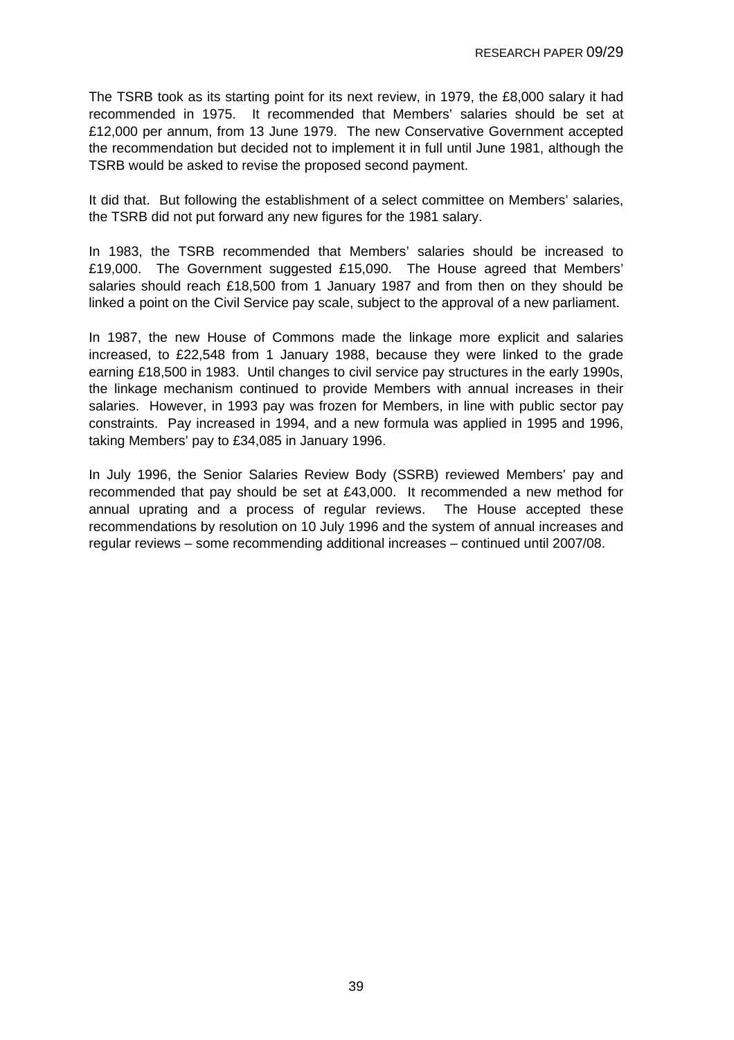The TSRB took as its starting point for its next review, in 1979, the £8,000 salary it had recommended in 1975. It recommended that Members' salaries should be set at £12,000 per annum, from 13 June 1979. The new Conservative Government accepted the recommendation but decided not to implement it in full until June 1981, although the TSRB would be asked to revise the proposed second payment.

It did that. But following the establishment of a select committee on Members' salaries, the TSRB did not put forward any new figures for the 1981 salary.

In 1983, the TSRB recommended that Members' salaries should be increased to £19,000. The Government suggested £15,090. The House agreed that Members' salaries should reach £18,500 from 1 January 1987 and from then on they should be linked a point on the Civil Service pay scale, subject to the approval of a new parliament.

In 1987, the new House of Commons made the linkage more explicit and salaries increased, to £22,548 from 1 January 1988, because they were linked to the grade earning £18,500 in 1983. Until changes to civil service pay structures in the early 1990s, the linkage mechanism continued to provide Members with annual increases in their salaries. However, in 1993 pay was frozen for Members, in line with public sector pay constraints. Pay increased in 1994, and a new formula was applied in 1995 and 1996, taking Members' pay to £34,085 in January 1996.

In July 1996, the Senior Salaries Review Body (SSRB) reviewed Members' pay and recommended that pay should be set at £43,000. It recommended a new method for annual uprating and a process of regular reviews. The House accepted these recommendations by resolution on 10 July 1996 and the system of annual increases and regular reviews – some recommending additional increases – continued until 2007/08.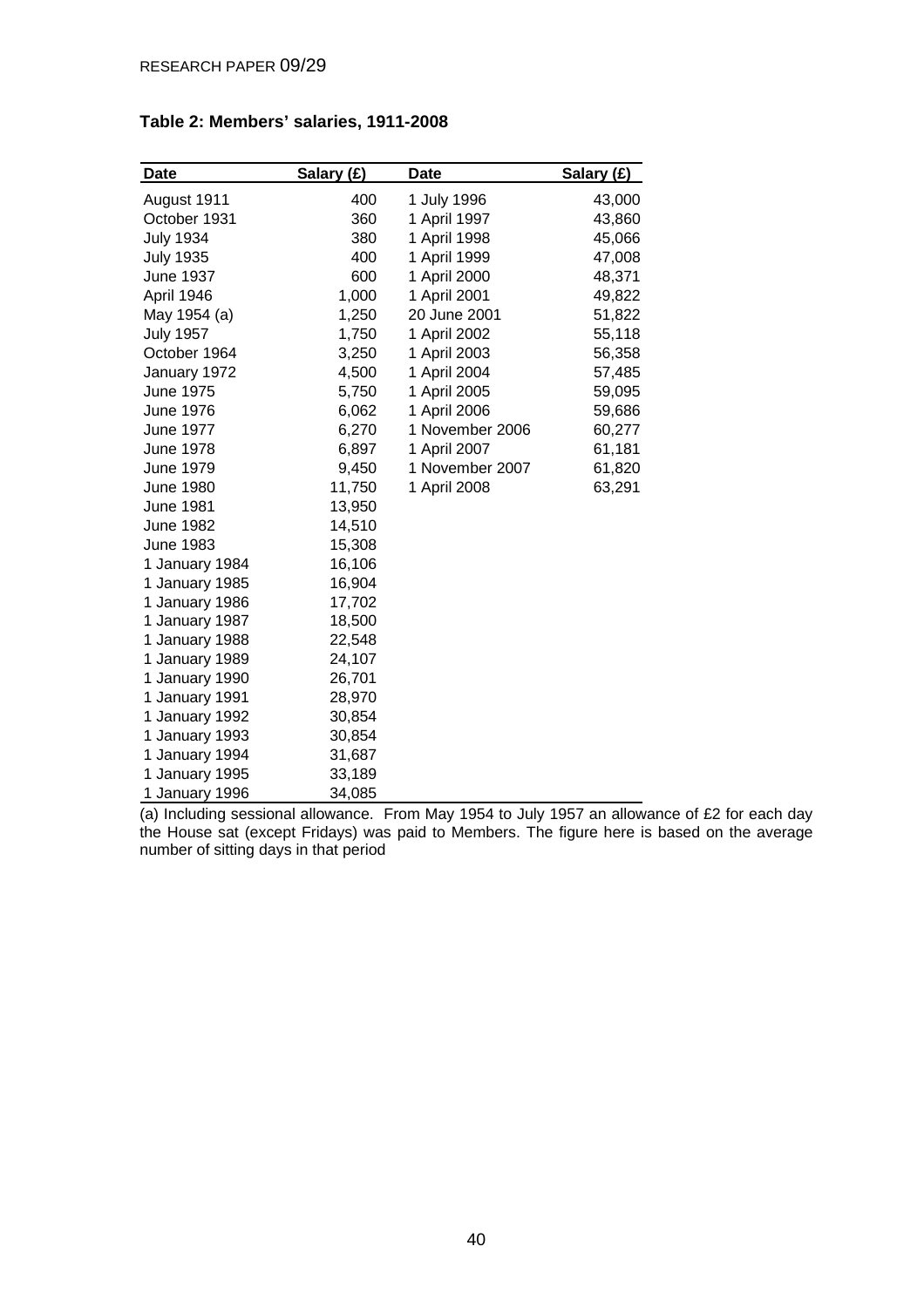**Table 2: Members' salaries, 1911-2008**

| Date | Salary (£) | Date | Salary (£) |
|---|---|---|---|
| August 1911 | 400 | 1 July 1996 | 43,000 |
| October 1931 | 360 | 1 April 1997 | 43,860 |
| July 1934 | 380 | 1 April 1998 | 45,066 |
| July 1935 | 400 | 1 April 1999 | 47,008 |
| June 1937 | 600 | 1 April 2000 | 48,371 |
| April 1946 | 1,000 | 1 April 2001 | 49,822 |
| May 1954 (a) | 1,250 | 20 June 2001 | 51,822 |
| July 1957 | 1,750 | 1 April 2002 | 55,118 |
| October 1964 | 3,250 | 1 April 2003 | 56,358 |
| January 1972 | 4,500 | 1 April 2004 | 57,485 |
| June 1975 | 5,750 | 1 April 2005 | 59,095 |
| June 1976 | 6,062 | 1 April 2006 | 59,686 |
| June 1977 | 6,270 | 1 November 2006 | 60,277 |
| June 1978 | 6,897 | 1 April 2007 | 61,181 |
| June 1979 | 9,450 | 1 November 2007 | 61,820 |
| June 1980 | 11,750 | 1 April 2008 | 63,291 |
| June 1981 | 13,950 | | |
| June 1982 | 14,510 | | |
| June 1983 | 15,308 | | |
| 1 January 1984 | 16,106 | | |
| 1 January 1985 | 16,904 | | |
| 1 January 1986 | 17,702 | | |
| 1 January 1987 | 18,500 | | |
| 1 January 1988 | 22,548 | | |
| 1 January 1989 | 24,107 | | |
| 1 January 1990 | 26,701 | | |
| 1 January 1991 | 28,970 | | |
| 1 January 1992 | 30,854 | | |
| 1 January 1993 | 30,854 | | |
| 1 January 1994 | 31,687 | | |
| 1 January 1995 | 33,189 | | |
| 1 January 1996 | 34,085 | | |

(a) Including sessional allowance. From May 1954 to July 1957 an allowance of £2 for each day the House sat (except Fridays) was paid to Members. The figure here is based on the average number of sitting days in that period